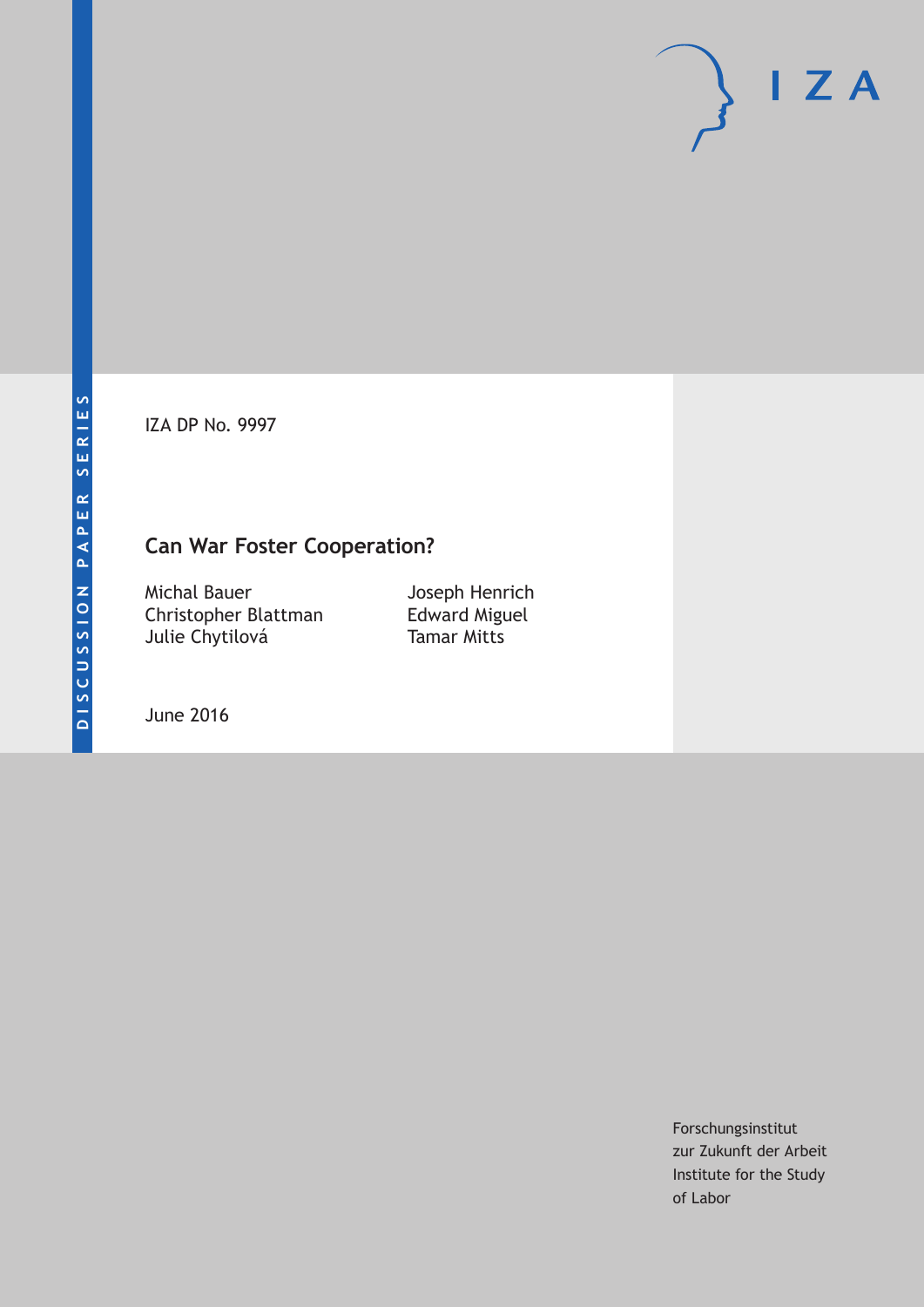DISCUSSION PAPER SERIES

IZA DP No. 9997

# Can War Foster Cooperation?

Michal Bauer
Christopher Blattman
Julie Chytilová
Joseph Henrich
Edward Miguel
Tamar Mitts

June 2016

Forschungsinstitut
zur Zukunft der Arbeit
Institute for the Study
of Labor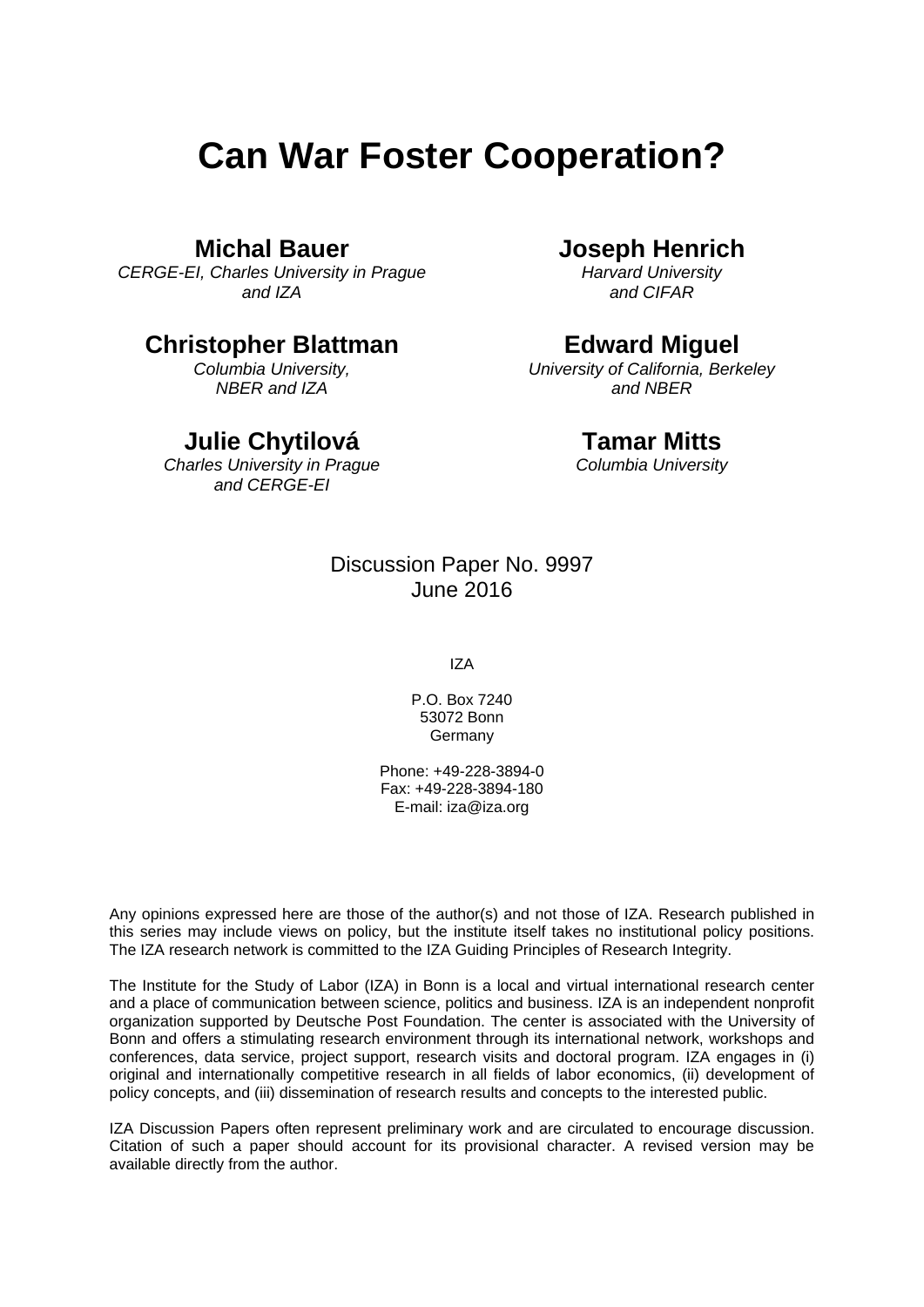# Can War Foster Cooperation?

**Michal Bauer**
*CERGE-EI, Charles University in Prague and IZA*

**Joseph Henrich**
*Harvard University and CIFAR*

**Christopher Blattman**
*Columbia University, NBER and IZA*

**Edward Miguel**
*University of California, Berkeley and NBER*

**Julie Chytilová**
*Charles University in Prague and CERGE-EI*

**Tamar Mitts**
*Columbia University*

Discussion Paper No. 9997
June 2016

IZA

P.O. Box 7240
53072 Bonn
Germany

Phone: +49-228-3894-0
Fax: +49-228-3894-180
E-mail: iza@iza.org

Any opinions expressed here are those of the author(s) and not those of IZA. Research published in this series may include views on policy, but the institute itself takes no institutional policy positions. The IZA research network is committed to the IZA Guiding Principles of Research Integrity.

The Institute for the Study of Labor (IZA) in Bonn is a local and virtual international research center and a place of communication between science, politics and business. IZA is an independent nonprofit organization supported by Deutsche Post Foundation. The center is associated with the University of Bonn and offers a stimulating research environment through its international network, workshops and conferences, data service, project support, research visits and doctoral program. IZA engages in (i) original and internationally competitive research in all fields of labor economics, (ii) development of policy concepts, and (iii) dissemination of research results and concepts to the interested public.

IZA Discussion Papers often represent preliminary work and are circulated to encourage discussion. Citation of such a paper should account for its provisional character. A revised version may be available directly from the author.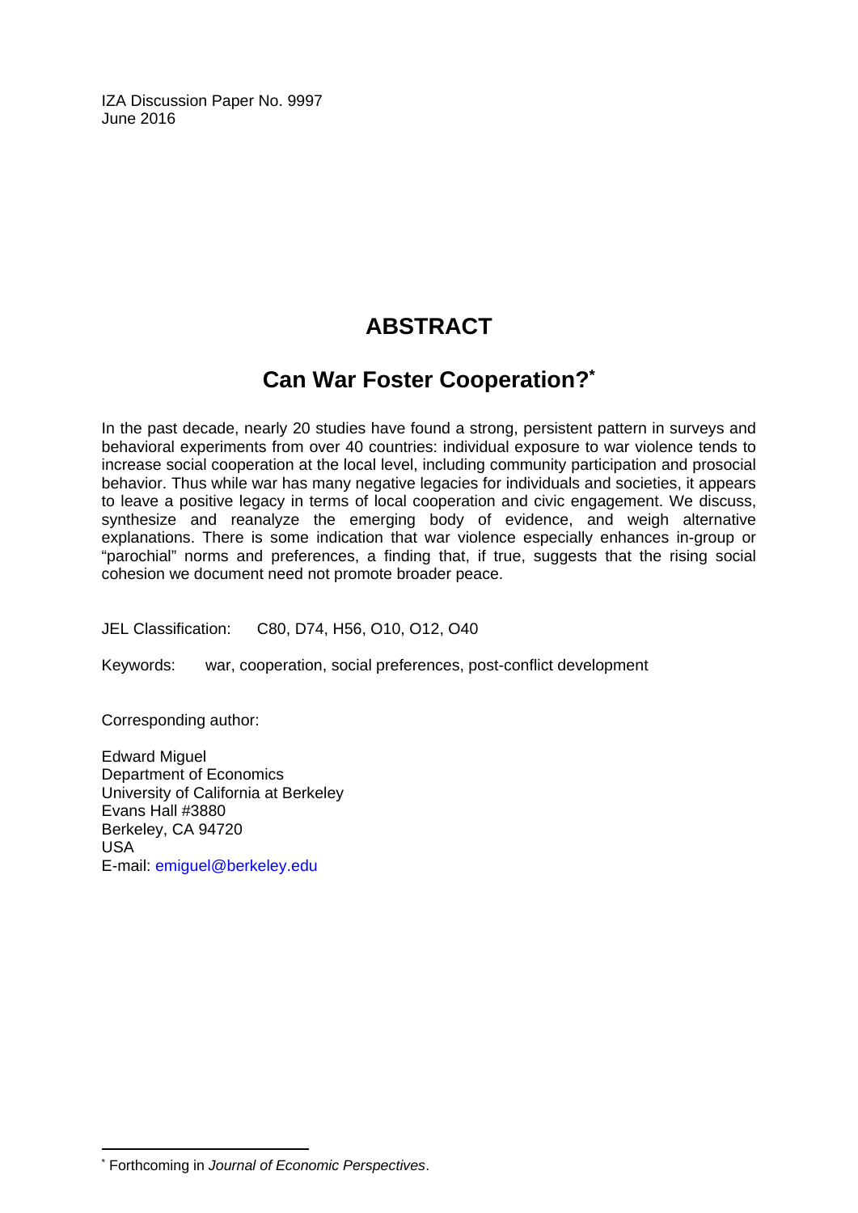IZA Discussion Paper No. 9997
June 2016

# ABSTRACT

## Can War Foster Cooperation?[*]

In the past decade, nearly 20 studies have found a strong, persistent pattern in surveys and behavioral experiments from over 40 countries: individual exposure to war violence tends to increase social cooperation at the local level, including community participation and prosocial behavior. Thus while war has many negative legacies for individuals and societies, it appears to leave a positive legacy in terms of local cooperation and civic engagement. We discuss, synthesize and reanalyze the emerging body of evidence, and weigh alternative explanations. There is some indication that war violence especially enhances in-group or "parochial" norms and preferences, a finding that, if true, suggests that the rising social cohesion we document need not promote broader peace.

JEL Classification: C80, D74, H56, O10, O12, O40

Keywords: war, cooperation, social preferences, post-conflict development

Corresponding author:

Edward Miguel
Department of Economics
University of California at Berkeley
Evans Hall #3880
Berkeley, CA 94720
USA
E-mail: emiguel@berkeley.edu

[*] Forthcoming in *Journal of Economic Perspectives*.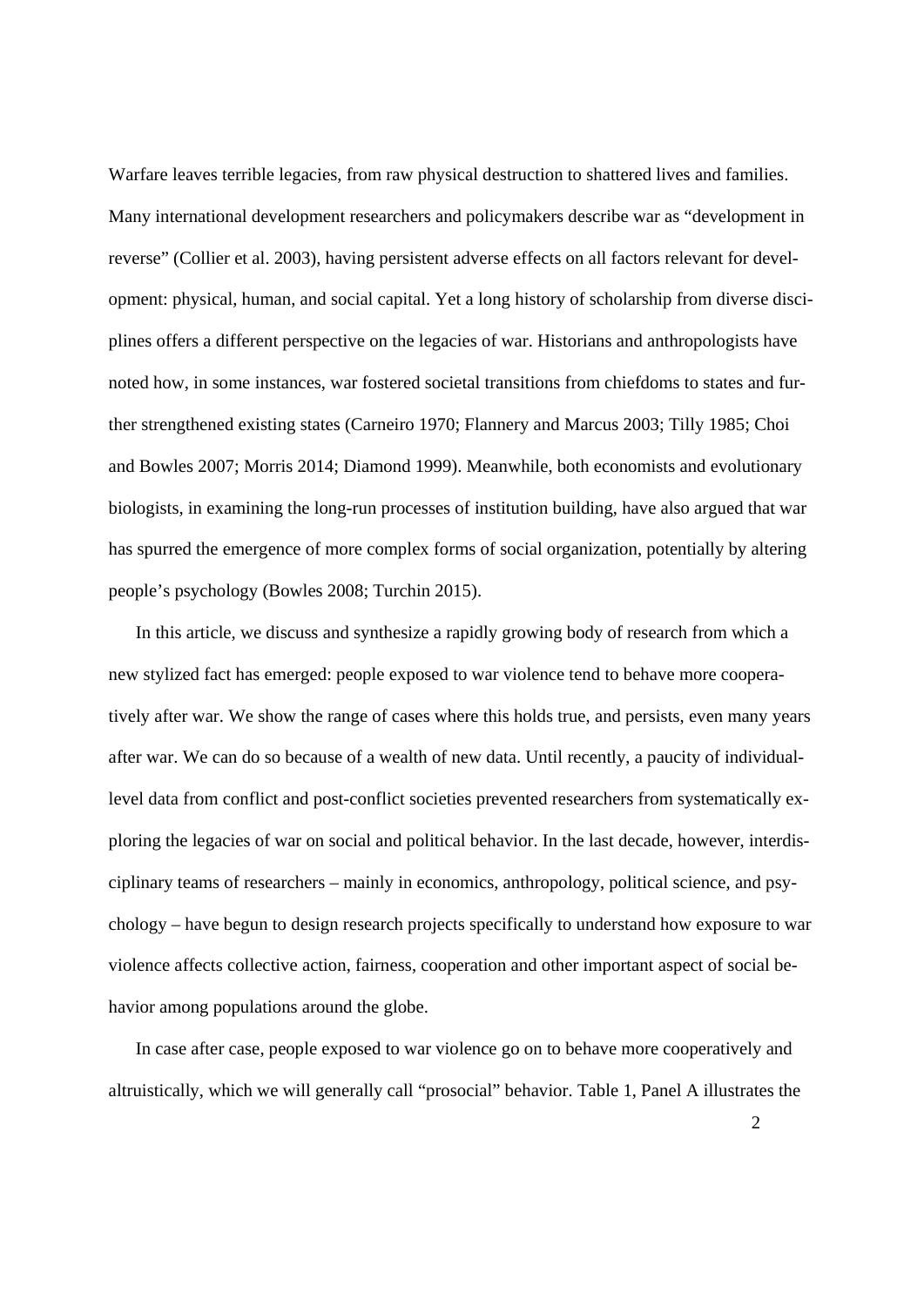Warfare leaves terrible legacies, from raw physical destruction to shattered lives and families. Many international development researchers and policymakers describe war as "development in reverse" (Collier et al. 2003), having persistent adverse effects on all factors relevant for development: physical, human, and social capital. Yet a long history of scholarship from diverse disciplines offers a different perspective on the legacies of war. Historians and anthropologists have noted how, in some instances, war fostered societal transitions from chiefdoms to states and further strengthened existing states (Carneiro 1970; Flannery and Marcus 2003; Tilly 1985; Choi and Bowles 2007; Morris 2014; Diamond 1999). Meanwhile, both economists and evolutionary biologists, in examining the long-run processes of institution building, have also argued that war has spurred the emergence of more complex forms of social organization, potentially by altering people's psychology (Bowles 2008; Turchin 2015).

In this article, we discuss and synthesize a rapidly growing body of research from which a new stylized fact has emerged: people exposed to war violence tend to behave more cooperatively after war. We show the range of cases where this holds true, and persists, even many years after war. We can do so because of a wealth of new data. Until recently, a paucity of individual-level data from conflict and post-conflict societies prevented researchers from systematically exploring the legacies of war on social and political behavior. In the last decade, however, interdisciplinary teams of researchers – mainly in economics, anthropology, political science, and psychology – have begun to design research projects specifically to understand how exposure to war violence affects collective action, fairness, cooperation and other important aspect of social behavior among populations around the globe.

In case after case, people exposed to war violence go on to behave more cooperatively and altruistically, which we will generally call "prosocial" behavior. Table 1, Panel A illustrates the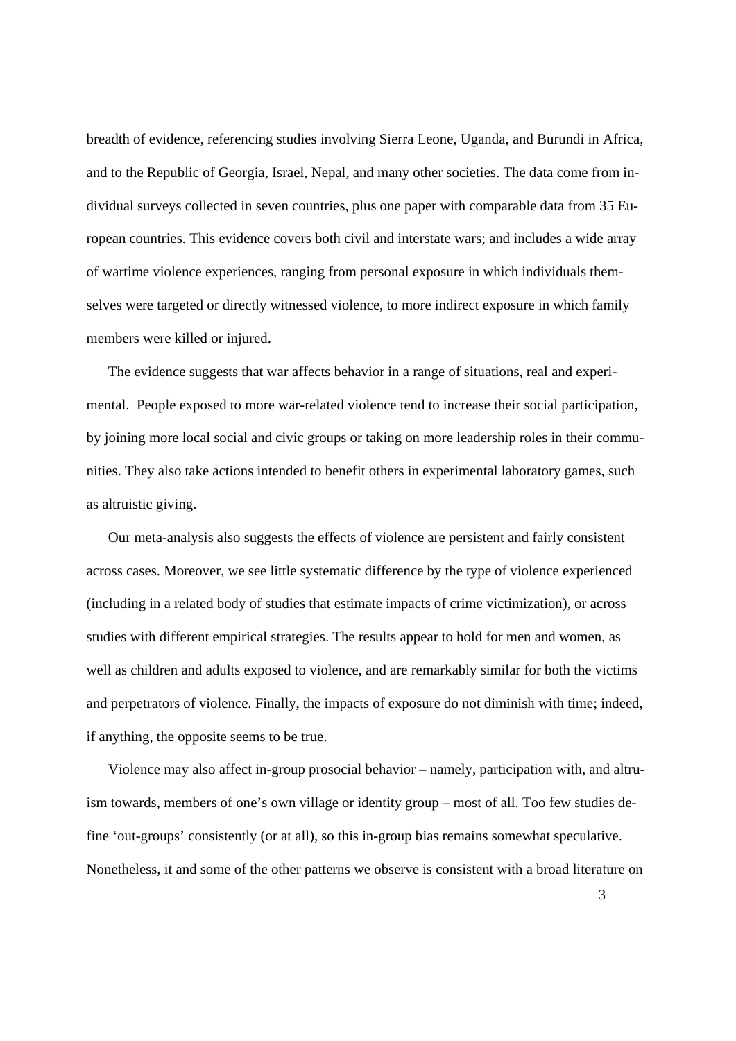breadth of evidence, referencing studies involving Sierra Leone, Uganda, and Burundi in Africa, and to the Republic of Georgia, Israel, Nepal, and many other societies. The data come from individual surveys collected in seven countries, plus one paper with comparable data from 35 European countries. This evidence covers both civil and interstate wars; and includes a wide array of wartime violence experiences, ranging from personal exposure in which individuals themselves were targeted or directly witnessed violence, to more indirect exposure in which family members were killed or injured.

The evidence suggests that war affects behavior in a range of situations, real and experimental. People exposed to more war-related violence tend to increase their social participation, by joining more local social and civic groups or taking on more leadership roles in their communities. They also take actions intended to benefit others in experimental laboratory games, such as altruistic giving.

Our meta-analysis also suggests the effects of violence are persistent and fairly consistent across cases. Moreover, we see little systematic difference by the type of violence experienced (including in a related body of studies that estimate impacts of crime victimization), or across studies with different empirical strategies. The results appear to hold for men and women, as well as children and adults exposed to violence, and are remarkably similar for both the victims and perpetrators of violence. Finally, the impacts of exposure do not diminish with time; indeed, if anything, the opposite seems to be true.

Violence may also affect in-group prosocial behavior – namely, participation with, and altruism towards, members of one's own village or identity group – most of all. Too few studies define 'out-groups' consistently (or at all), so this in-group bias remains somewhat speculative. Nonetheless, it and some of the other patterns we observe is consistent with a broad literature on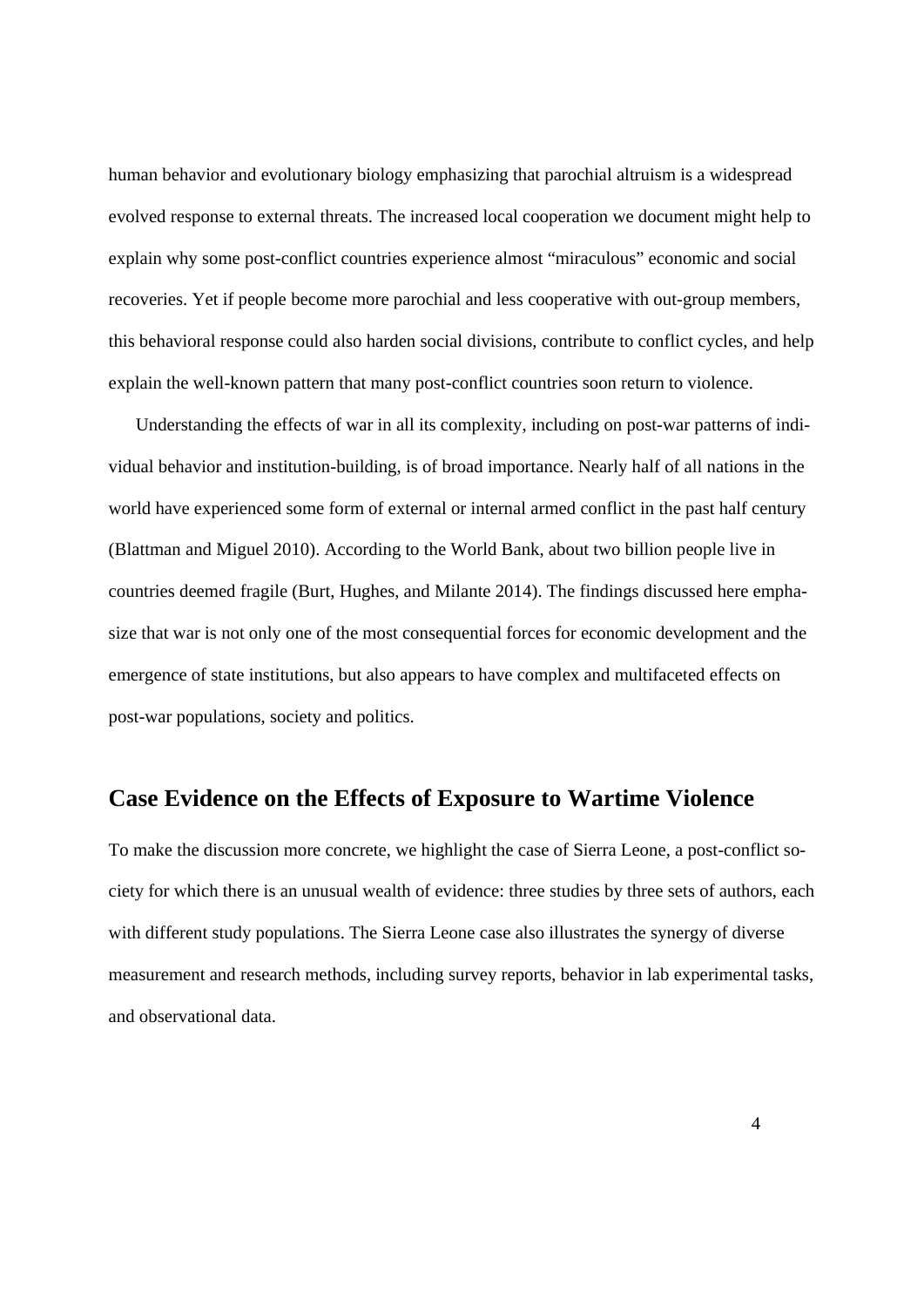human behavior and evolutionary biology emphasizing that parochial altruism is a widespread evolved response to external threats. The increased local cooperation we document might help to explain why some post-conflict countries experience almost "miraculous" economic and social recoveries. Yet if people become more parochial and less cooperative with out-group members, this behavioral response could also harden social divisions, contribute to conflict cycles, and help explain the well-known pattern that many post-conflict countries soon return to violence.

Understanding the effects of war in all its complexity, including on post-war patterns of individual behavior and institution-building, is of broad importance. Nearly half of all nations in the world have experienced some form of external or internal armed conflict in the past half century (Blattman and Miguel 2010). According to the World Bank, about two billion people live in countries deemed fragile (Burt, Hughes, and Milante 2014). The findings discussed here emphasize that war is not only one of the most consequential forces for economic development and the emergence of state institutions, but also appears to have complex and multifaceted effects on post-war populations, society and politics.

## Case Evidence on the Effects of Exposure to Wartime Violence

To make the discussion more concrete, we highlight the case of Sierra Leone, a post-conflict society for which there is an unusual wealth of evidence: three studies by three sets of authors, each with different study populations. The Sierra Leone case also illustrates the synergy of diverse measurement and research methods, including survey reports, behavior in lab experimental tasks, and observational data.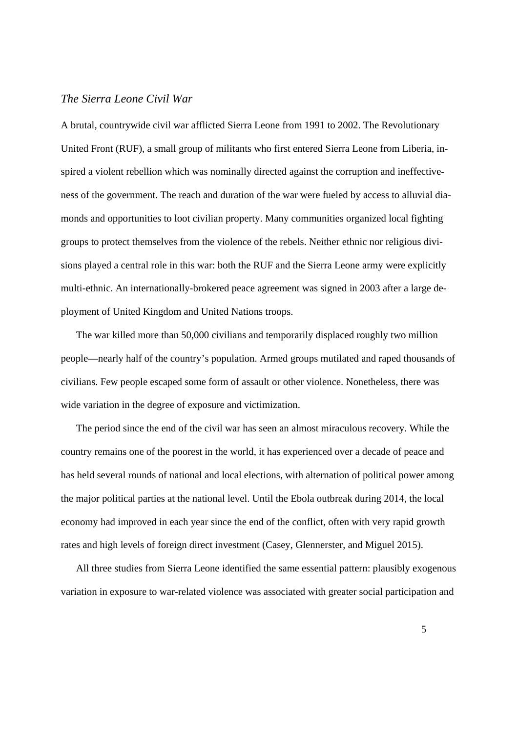*The Sierra Leone Civil War*

A brutal, countrywide civil war afflicted Sierra Leone from 1991 to 2002. The Revolutionary United Front (RUF), a small group of militants who first entered Sierra Leone from Liberia, inspired a violent rebellion which was nominally directed against the corruption and ineffectiveness of the government. The reach and duration of the war were fueled by access to alluvial diamonds and opportunities to loot civilian property. Many communities organized local fighting groups to protect themselves from the violence of the rebels. Neither ethnic nor religious divisions played a central role in this war: both the RUF and the Sierra Leone army were explicitly multi-ethnic. An internationally-brokered peace agreement was signed in 2003 after a large deployment of United Kingdom and United Nations troops.

The war killed more than 50,000 civilians and temporarily displaced roughly two million people—nearly half of the country's population. Armed groups mutilated and raped thousands of civilians. Few people escaped some form of assault or other violence. Nonetheless, there was wide variation in the degree of exposure and victimization.

The period since the end of the civil war has seen an almost miraculous recovery. While the country remains one of the poorest in the world, it has experienced over a decade of peace and has held several rounds of national and local elections, with alternation of political power among the major political parties at the national level. Until the Ebola outbreak during 2014, the local economy had improved in each year since the end of the conflict, often with very rapid growth rates and high levels of foreign direct investment (Casey, Glennerster, and Miguel 2015).

All three studies from Sierra Leone identified the same essential pattern: plausibly exogenous variation in exposure to war-related violence was associated with greater social participation and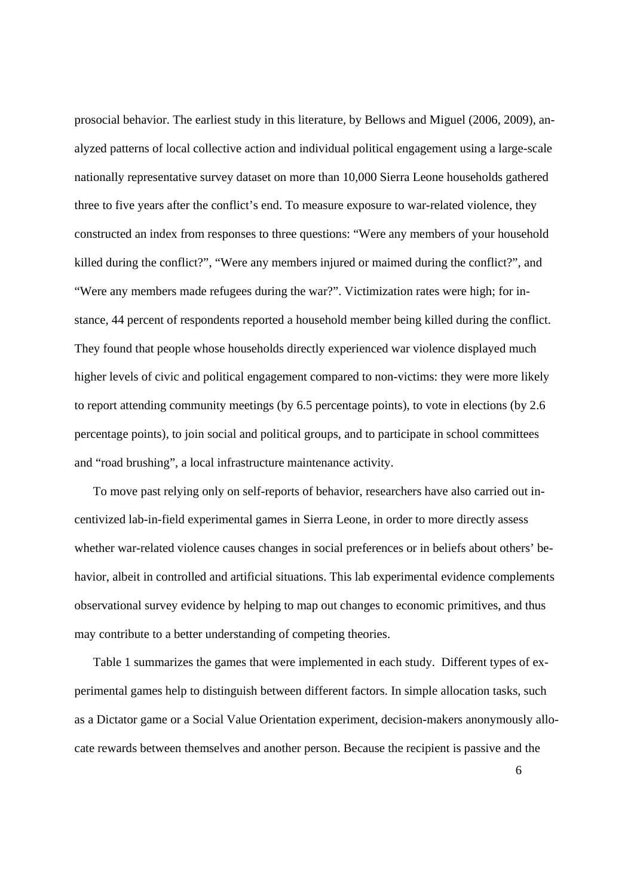prosocial behavior. The earliest study in this literature, by Bellows and Miguel (2006, 2009), analyzed patterns of local collective action and individual political engagement using a large-scale nationally representative survey dataset on more than 10,000 Sierra Leone households gathered three to five years after the conflict's end. To measure exposure to war-related violence, they constructed an index from responses to three questions: "Were any members of your household killed during the conflict?", "Were any members injured or maimed during the conflict?", and "Were any members made refugees during the war?". Victimization rates were high; for instance, 44 percent of respondents reported a household member being killed during the conflict. They found that people whose households directly experienced war violence displayed much higher levels of civic and political engagement compared to non-victims: they were more likely to report attending community meetings (by 6.5 percentage points), to vote in elections (by 2.6 percentage points), to join social and political groups, and to participate in school committees and "road brushing", a local infrastructure maintenance activity.

To move past relying only on self-reports of behavior, researchers have also carried out incentivized lab-in-field experimental games in Sierra Leone, in order to more directly assess whether war-related violence causes changes in social preferences or in beliefs about others' behavior, albeit in controlled and artificial situations. This lab experimental evidence complements observational survey evidence by helping to map out changes to economic primitives, and thus may contribute to a better understanding of competing theories.

Table 1 summarizes the games that were implemented in each study. Different types of experimental games help to distinguish between different factors. In simple allocation tasks, such as a Dictator game or a Social Value Orientation experiment, decision-makers anonymously allocate rewards between themselves and another person. Because the recipient is passive and the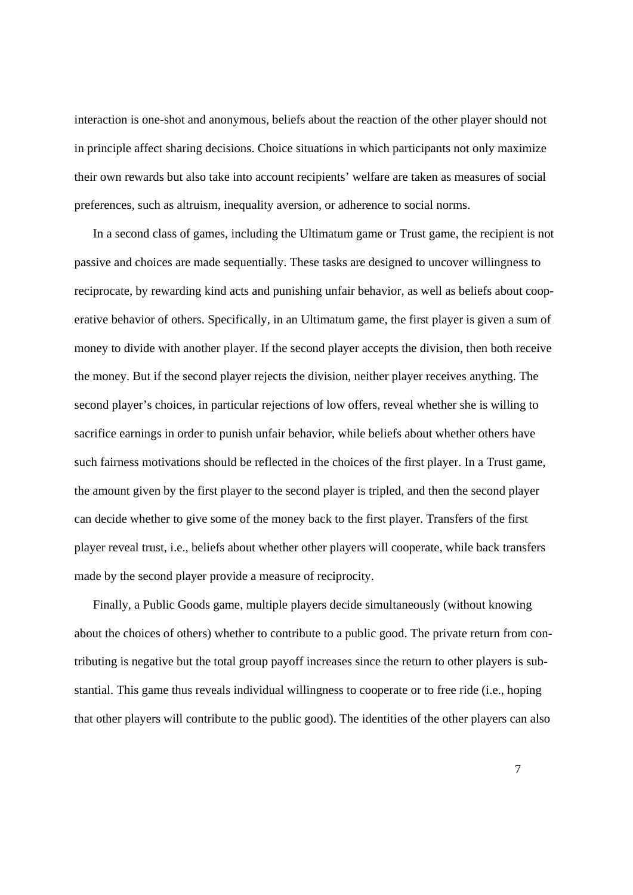interaction is one-shot and anonymous, beliefs about the reaction of the other player should not in principle affect sharing decisions. Choice situations in which participants not only maximize their own rewards but also take into account recipients' welfare are taken as measures of social preferences, such as altruism, inequality aversion, or adherence to social norms.

In a second class of games, including the Ultimatum game or Trust game, the recipient is not passive and choices are made sequentially. These tasks are designed to uncover willingness to reciprocate, by rewarding kind acts and punishing unfair behavior, as well as beliefs about cooperative behavior of others. Specifically, in an Ultimatum game, the first player is given a sum of money to divide with another player. If the second player accepts the division, then both receive the money. But if the second player rejects the division, neither player receives anything. The second player's choices, in particular rejections of low offers, reveal whether she is willing to sacrifice earnings in order to punish unfair behavior, while beliefs about whether others have such fairness motivations should be reflected in the choices of the first player. In a Trust game, the amount given by the first player to the second player is tripled, and then the second player can decide whether to give some of the money back to the first player. Transfers of the first player reveal trust, i.e., beliefs about whether other players will cooperate, while back transfers made by the second player provide a measure of reciprocity.

Finally, a Public Goods game, multiple players decide simultaneously (without knowing about the choices of others) whether to contribute to a public good. The private return from contributing is negative but the total group payoff increases since the return to other players is substantial. This game thus reveals individual willingness to cooperate or to free ride (i.e., hoping that other players will contribute to the public good). The identities of the other players can also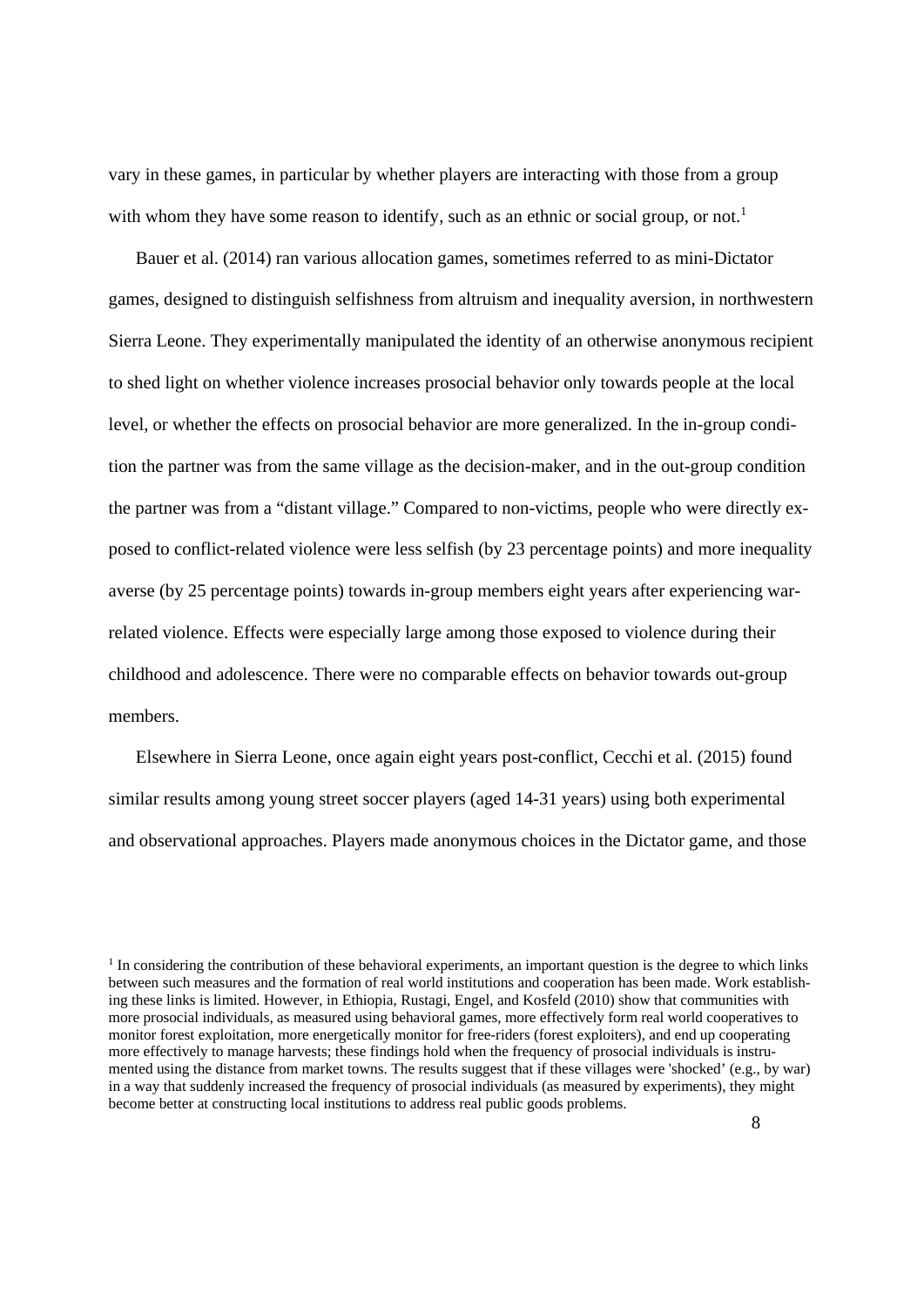vary in these games, in particular by whether players are interacting with those from a group with whom they have some reason to identify, such as an ethnic or social group, or not.[1]

Bauer et al. (2014) ran various allocation games, sometimes referred to as mini-Dictator games, designed to distinguish selfishness from altruism and inequality aversion, in northwestern Sierra Leone. They experimentally manipulated the identity of an otherwise anonymous recipient to shed light on whether violence increases prosocial behavior only towards people at the local level, or whether the effects on prosocial behavior are more generalized. In the in-group condition the partner was from the same village as the decision-maker, and in the out-group condition the partner was from a "distant village." Compared to non-victims, people who were directly exposed to conflict-related violence were less selfish (by 23 percentage points) and more inequality averse (by 25 percentage points) towards in-group members eight years after experiencing war-related violence. Effects were especially large among those exposed to violence during their childhood and adolescence. There were no comparable effects on behavior towards out-group members.

Elsewhere in Sierra Leone, once again eight years post-conflict, Cecchi et al. (2015) found similar results among young street soccer players (aged 14-31 years) using both experimental and observational approaches. Players made anonymous choices in the Dictator game, and those

---

[1] In considering the contribution of these behavioral experiments, an important question is the degree to which links between such measures and the formation of real world institutions and cooperation has been made. Work establishing these links is limited. However, in Ethiopia, Rustagi, Engel, and Kosfeld (2010) show that communities with more prosocial individuals, as measured using behavioral games, more effectively form real world cooperatives to monitor forest exploitation, more energetically monitor for free-riders (forest exploiters), and end up cooperating more effectively to manage harvests; these findings hold when the frequency of prosocial individuals is instrumented using the distance from market towns. The results suggest that if these villages were 'shocked' (e.g., by war) in a way that suddenly increased the frequency of prosocial individuals (as measured by experiments), they might become better at constructing local institutions to address real public goods problems.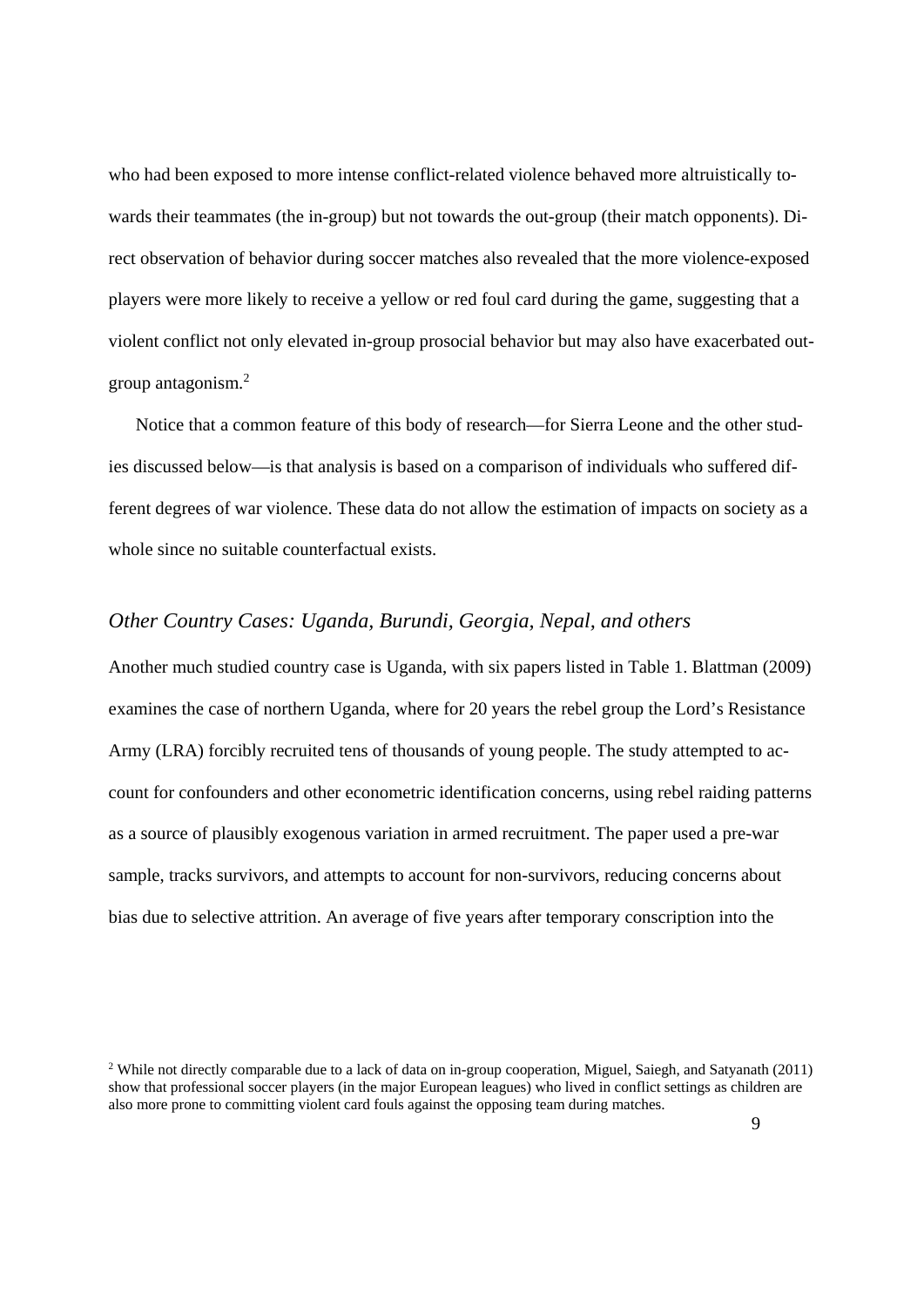who had been exposed to more intense conflict-related violence behaved more altruistically towards their teammates (the in-group) but not towards the out-group (their match opponents). Direct observation of behavior during soccer matches also revealed that the more violence-exposed players were more likely to receive a yellow or red foul card during the game, suggesting that a violent conflict not only elevated in-group prosocial behavior but may also have exacerbated out-group antagonism.[2]

Notice that a common feature of this body of research—for Sierra Leone and the other studies discussed below—is that analysis is based on a comparison of individuals who suffered different degrees of war violence. These data do not allow the estimation of impacts on society as a whole since no suitable counterfactual exists.

### *Other Country Cases: Uganda, Burundi, Georgia, Nepal, and others*

Another much studied country case is Uganda, with six papers listed in Table 1. Blattman (2009) examines the case of northern Uganda, where for 20 years the rebel group the Lord's Resistance Army (LRA) forcibly recruited tens of thousands of young people. The study attempted to account for confounders and other econometric identification concerns, using rebel raiding patterns as a source of plausibly exogenous variation in armed recruitment. The paper used a pre-war sample, tracks survivors, and attempts to account for non-survivors, reducing concerns about bias due to selective attrition. An average of five years after temporary conscription into the

[2] While not directly comparable due to a lack of data on in-group cooperation, Miguel, Saiegh, and Satyanath (2011) show that professional soccer players (in the major European leagues) who lived in conflict settings as children are also more prone to committing violent card fouls against the opposing team during matches.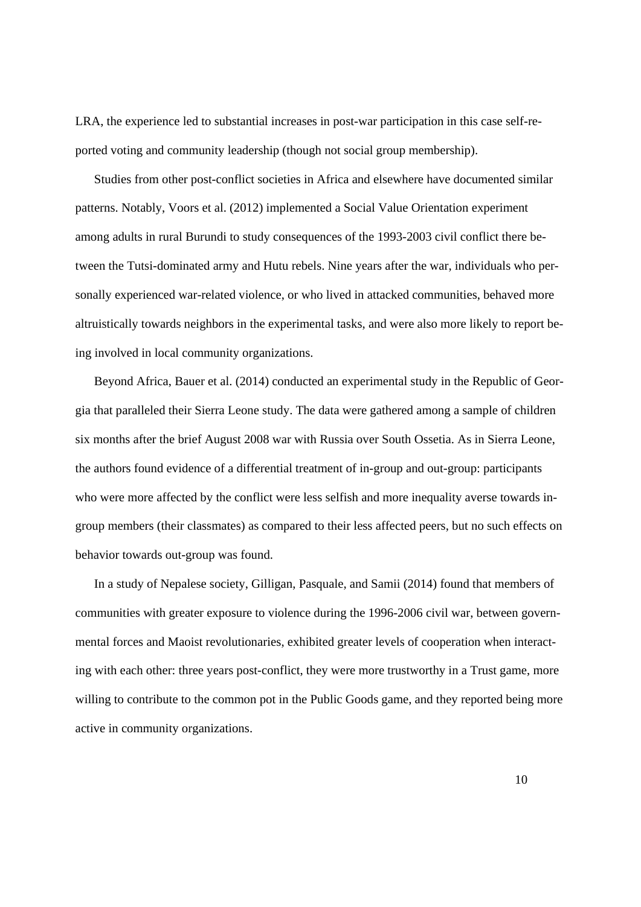LRA, the experience led to substantial increases in post-war participation in this case self-reported voting and community leadership (though not social group membership).

Studies from other post-conflict societies in Africa and elsewhere have documented similar patterns. Notably, Voors et al. (2012) implemented a Social Value Orientation experiment among adults in rural Burundi to study consequences of the 1993-2003 civil conflict there between the Tutsi-dominated army and Hutu rebels. Nine years after the war, individuals who personally experienced war-related violence, or who lived in attacked communities, behaved more altruistically towards neighbors in the experimental tasks, and were also more likely to report being involved in local community organizations.

Beyond Africa, Bauer et al. (2014) conducted an experimental study in the Republic of Georgia that paralleled their Sierra Leone study. The data were gathered among a sample of children six months after the brief August 2008 war with Russia over South Ossetia. As in Sierra Leone, the authors found evidence of a differential treatment of in-group and out-group: participants who were more affected by the conflict were less selfish and more inequality averse towards in-group members (their classmates) as compared to their less affected peers, but no such effects on behavior towards out-group was found.

In a study of Nepalese society, Gilligan, Pasquale, and Samii (2014) found that members of communities with greater exposure to violence during the 1996-2006 civil war, between governmental forces and Maoist revolutionaries, exhibited greater levels of cooperation when interacting with each other: three years post-conflict, they were more trustworthy in a Trust game, more willing to contribute to the common pot in the Public Goods game, and they reported being more active in community organizations.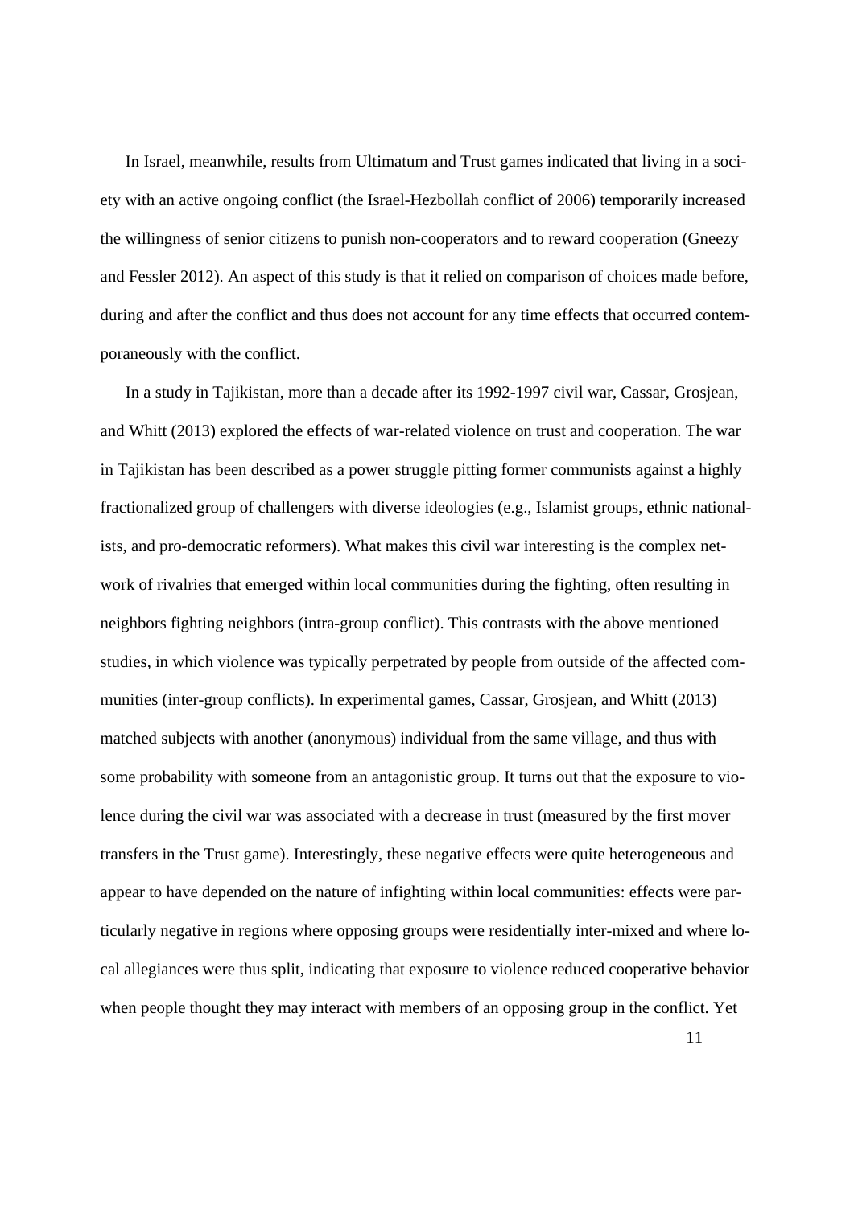In Israel, meanwhile, results from Ultimatum and Trust games indicated that living in a society with an active ongoing conflict (the Israel-Hezbollah conflict of 2006) temporarily increased the willingness of senior citizens to punish non-cooperators and to reward cooperation (Gneezy and Fessler 2012). An aspect of this study is that it relied on comparison of choices made before, during and after the conflict and thus does not account for any time effects that occurred contemporaneously with the conflict.

In a study in Tajikistan, more than a decade after its 1992-1997 civil war, Cassar, Grosjean, and Whitt (2013) explored the effects of war-related violence on trust and cooperation. The war in Tajikistan has been described as a power struggle pitting former communists against a highly fractionalized group of challengers with diverse ideologies (e.g., Islamist groups, ethnic nationalists, and pro-democratic reformers). What makes this civil war interesting is the complex network of rivalries that emerged within local communities during the fighting, often resulting in neighbors fighting neighbors (intra-group conflict). This contrasts with the above mentioned studies, in which violence was typically perpetrated by people from outside of the affected communities (inter-group conflicts). In experimental games, Cassar, Grosjean, and Whitt (2013) matched subjects with another (anonymous) individual from the same village, and thus with some probability with someone from an antagonistic group. It turns out that the exposure to violence during the civil war was associated with a decrease in trust (measured by the first mover transfers in the Trust game). Interestingly, these negative effects were quite heterogeneous and appear to have depended on the nature of infighting within local communities: effects were particularly negative in regions where opposing groups were residentially inter-mixed and where local allegiances were thus split, indicating that exposure to violence reduced cooperative behavior when people thought they may interact with members of an opposing group in the conflict. Yet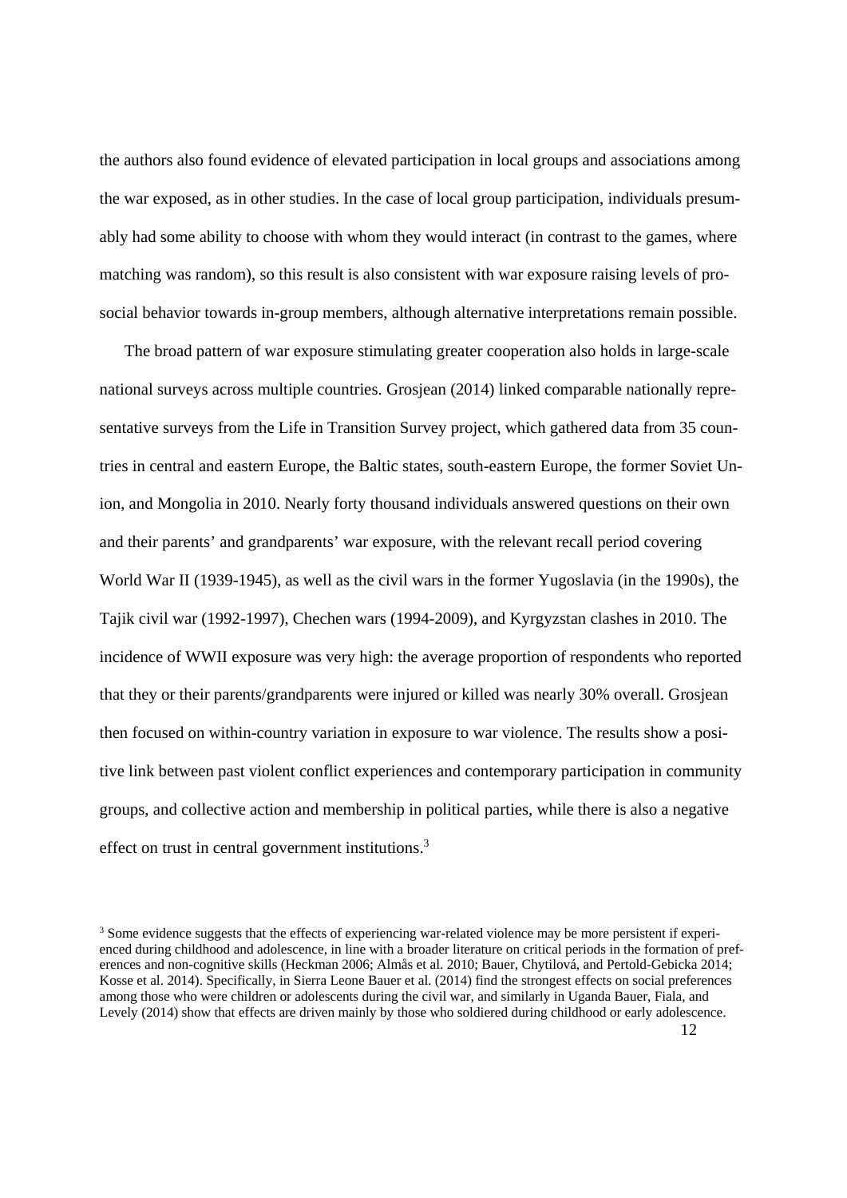the authors also found evidence of elevated participation in local groups and associations among the war exposed, as in other studies. In the case of local group participation, individuals presumably had some ability to choose with whom they would interact (in contrast to the games, where matching was random), so this result is also consistent with war exposure raising levels of prosocial behavior towards in-group members, although alternative interpretations remain possible.

The broad pattern of war exposure stimulating greater cooperation also holds in large-scale national surveys across multiple countries. Grosjean (2014) linked comparable nationally representative surveys from the Life in Transition Survey project, which gathered data from 35 countries in central and eastern Europe, the Baltic states, south-eastern Europe, the former Soviet Union, and Mongolia in 2010. Nearly forty thousand individuals answered questions on their own and their parents' and grandparents' war exposure, with the relevant recall period covering World War II (1939-1945), as well as the civil wars in the former Yugoslavia (in the 1990s), the Tajik civil war (1992-1997), Chechen wars (1994-2009), and Kyrgyzstan clashes in 2010. The incidence of WWII exposure was very high: the average proportion of respondents who reported that they or their parents/grandparents were injured or killed was nearly 30% overall. Grosjean then focused on within-country variation in exposure to war violence. The results show a positive link between past violent conflict experiences and contemporary participation in community groups, and collective action and membership in political parties, while there is also a negative effect on trust in central government institutions.[3]

[3] Some evidence suggests that the effects of experiencing war-related violence may be more persistent if experienced during childhood and adolescence, in line with a broader literature on critical periods in the formation of preferences and non-cognitive skills (Heckman 2006; Almås et al. 2010; Bauer, Chytilová, and Pertold-Gebicka 2014; Kosse et al. 2014). Specifically, in Sierra Leone Bauer et al. (2014) find the strongest effects on social preferences among those who were children or adolescents during the civil war, and similarly in Uganda Bauer, Fiala, and Levely (2014) show that effects are driven mainly by those who soldiered during childhood or early adolescence.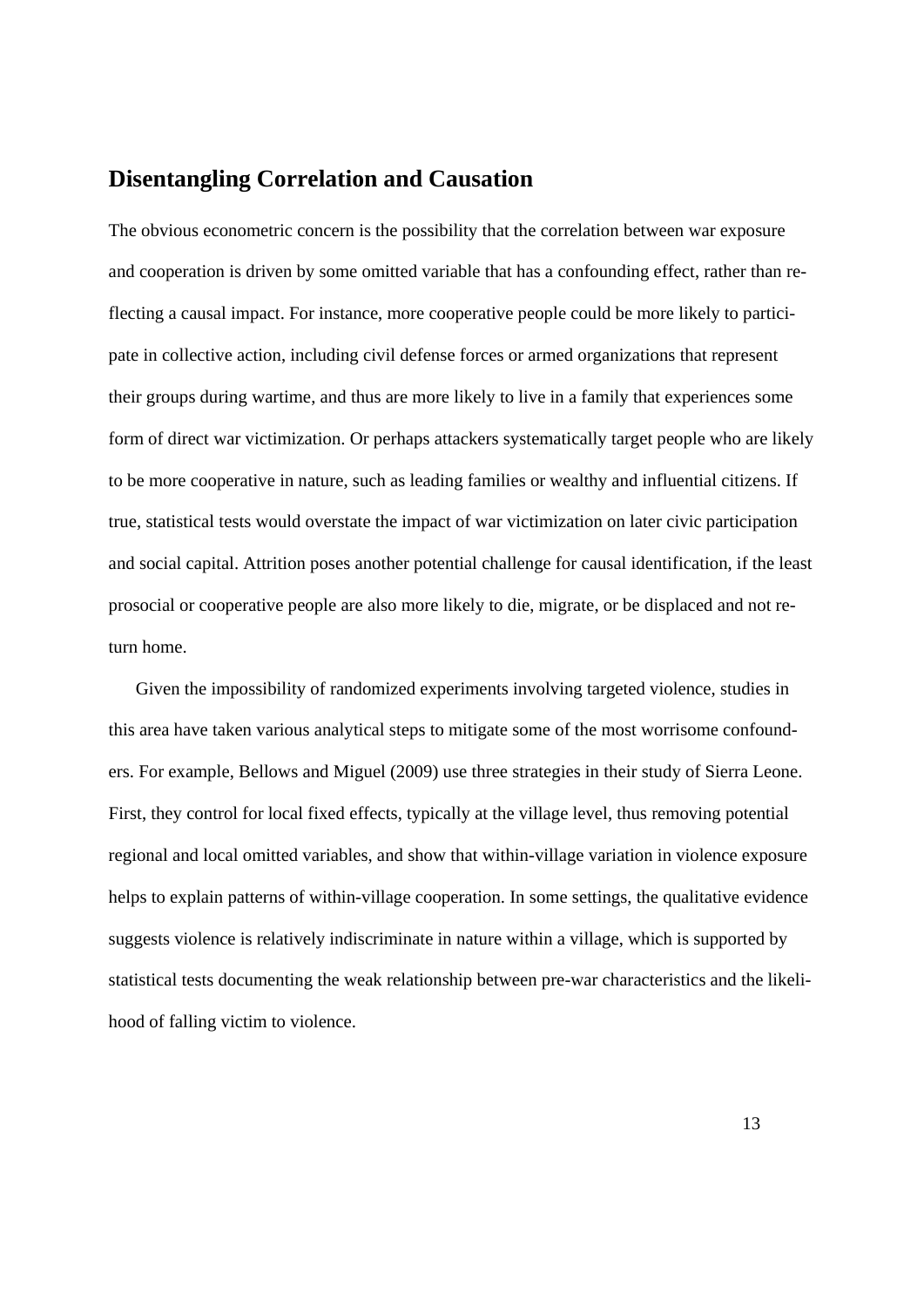## Disentangling Correlation and Causation

The obvious econometric concern is the possibility that the correlation between war exposure and cooperation is driven by some omitted variable that has a confounding effect, rather than reflecting a causal impact. For instance, more cooperative people could be more likely to participate in collective action, including civil defense forces or armed organizations that represent their groups during wartime, and thus are more likely to live in a family that experiences some form of direct war victimization. Or perhaps attackers systematically target people who are likely to be more cooperative in nature, such as leading families or wealthy and influential citizens. If true, statistical tests would overstate the impact of war victimization on later civic participation and social capital. Attrition poses another potential challenge for causal identification, if the least prosocial or cooperative people are also more likely to die, migrate, or be displaced and not return home.

Given the impossibility of randomized experiments involving targeted violence, studies in this area have taken various analytical steps to mitigate some of the most worrisome confounders. For example, Bellows and Miguel (2009) use three strategies in their study of Sierra Leone. First, they control for local fixed effects, typically at the village level, thus removing potential regional and local omitted variables, and show that within-village variation in violence exposure helps to explain patterns of within-village cooperation. In some settings, the qualitative evidence suggests violence is relatively indiscriminate in nature within a village, which is supported by statistical tests documenting the weak relationship between pre-war characteristics and the likelihood of falling victim to violence.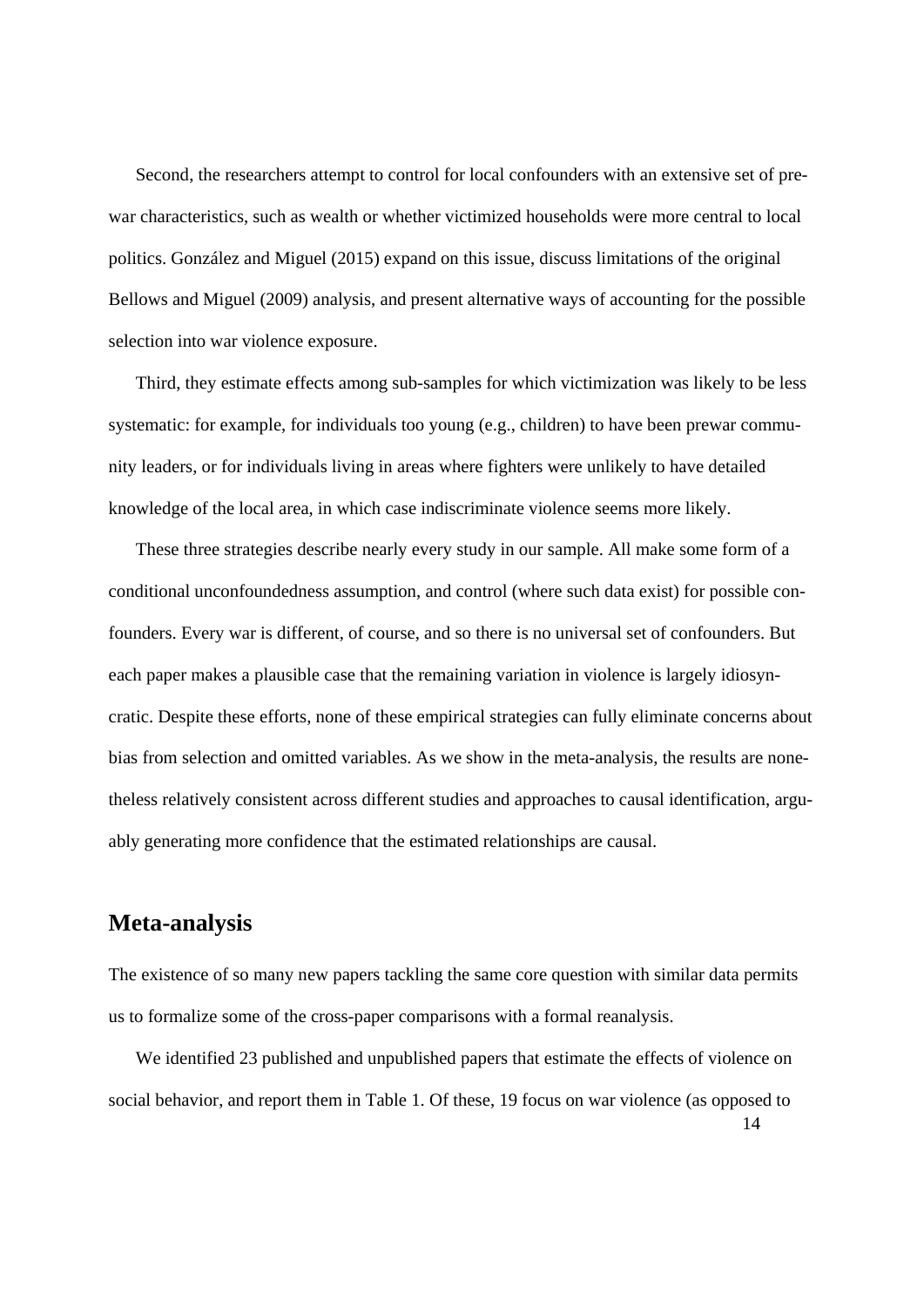Second, the researchers attempt to control for local confounders with an extensive set of prewar characteristics, such as wealth or whether victimized households were more central to local politics. González and Miguel (2015) expand on this issue, discuss limitations of the original Bellows and Miguel (2009) analysis, and present alternative ways of accounting for the possible selection into war violence exposure.

Third, they estimate effects among sub-samples for which victimization was likely to be less systematic: for example, for individuals too young (e.g., children) to have been prewar community leaders, or for individuals living in areas where fighters were unlikely to have detailed knowledge of the local area, in which case indiscriminate violence seems more likely.

These three strategies describe nearly every study in our sample. All make some form of a conditional unconfoundedness assumption, and control (where such data exist) for possible confounders. Every war is different, of course, and so there is no universal set of confounders. But each paper makes a plausible case that the remaining variation in violence is largely idiosyncratic. Despite these efforts, none of these empirical strategies can fully eliminate concerns about bias from selection and omitted variables. As we show in the meta-analysis, the results are nonetheless relatively consistent across different studies and approaches to causal identification, arguably generating more confidence that the estimated relationships are causal.

## Meta-analysis

The existence of so many new papers tackling the same core question with similar data permits us to formalize some of the cross-paper comparisons with a formal reanalysis.

We identified 23 published and unpublished papers that estimate the effects of violence on social behavior, and report them in Table 1. Of these, 19 focus on war violence (as opposed to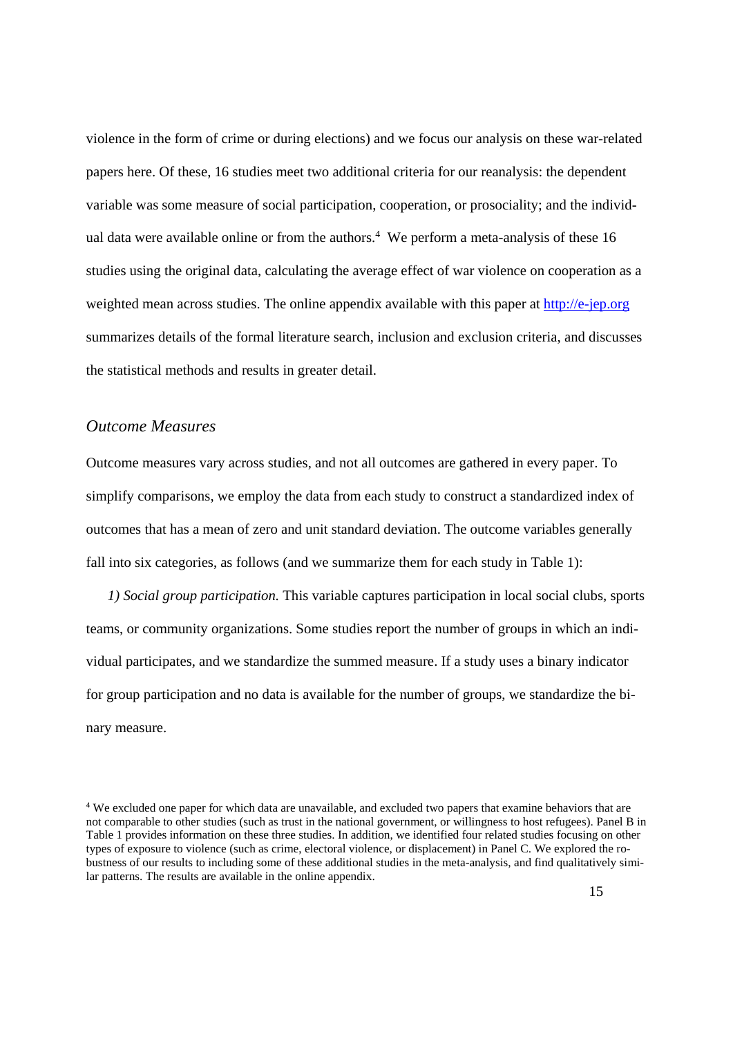violence in the form of crime or during elections) and we focus our analysis on these war-related papers here. Of these, 16 studies meet two additional criteria for our reanalysis: the dependent variable was some measure of social participation, cooperation, or prosociality; and the individual data were available online or from the authors.[4] We perform a meta-analysis of these 16 studies using the original data, calculating the average effect of war violence on cooperation as a weighted mean across studies. The online appendix available with this paper at http://e-jep.org summarizes details of the formal literature search, inclusion and exclusion criteria, and discusses the statistical methods and results in greater detail.

## *Outcome Measures*

Outcome measures vary across studies, and not all outcomes are gathered in every paper. To simplify comparisons, we employ the data from each study to construct a standardized index of outcomes that has a mean of zero and unit standard deviation. The outcome variables generally fall into six categories, as follows (and we summarize them for each study in Table 1):

*1) Social group participation.* This variable captures participation in local social clubs, sports teams, or community organizations. Some studies report the number of groups in which an individual participates, and we standardize the summed measure. If a study uses a binary indicator for group participation and no data is available for the number of groups, we standardize the binary measure.

[4] We excluded one paper for which data are unavailable, and excluded two papers that examine behaviors that are not comparable to other studies (such as trust in the national government, or willingness to host refugees). Panel B in Table 1 provides information on these three studies. In addition, we identified four related studies focusing on other types of exposure to violence (such as crime, electoral violence, or displacement) in Panel C. We explored the robustness of our results to including some of these additional studies in the meta-analysis, and find qualitatively similar patterns. The results are available in the online appendix.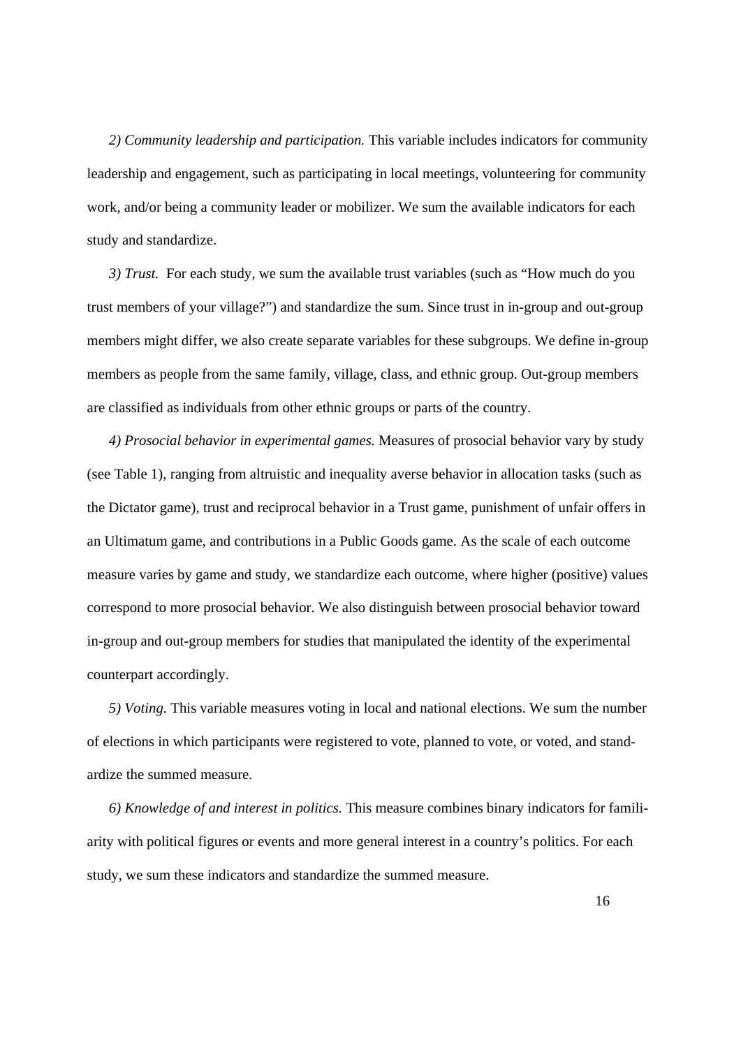*2) Community leadership and participation.* This variable includes indicators for community leadership and engagement, such as participating in local meetings, volunteering for community work, and/or being a community leader or mobilizer. We sum the available indicators for each study and standardize.

*3) Trust.* For each study, we sum the available trust variables (such as "How much do you trust members of your village?") and standardize the sum. Since trust in in-group and out-group members might differ, we also create separate variables for these subgroups. We define in-group members as people from the same family, village, class, and ethnic group. Out-group members are classified as individuals from other ethnic groups or parts of the country.

*4) Prosocial behavior in experimental games.* Measures of prosocial behavior vary by study (see Table 1), ranging from altruistic and inequality averse behavior in allocation tasks (such as the Dictator game), trust and reciprocal behavior in a Trust game, punishment of unfair offers in an Ultimatum game, and contributions in a Public Goods game. As the scale of each outcome measure varies by game and study, we standardize each outcome, where higher (positive) values correspond to more prosocial behavior. We also distinguish between prosocial behavior toward in-group and out-group members for studies that manipulated the identity of the experimental counterpart accordingly.

*5) Voting.* This variable measures voting in local and national elections. We sum the number of elections in which participants were registered to vote, planned to vote, or voted, and standardize the summed measure.

*6) Knowledge of and interest in politics.* This measure combines binary indicators for familiarity with political figures or events and more general interest in a country's politics. For each study, we sum these indicators and standardize the summed measure.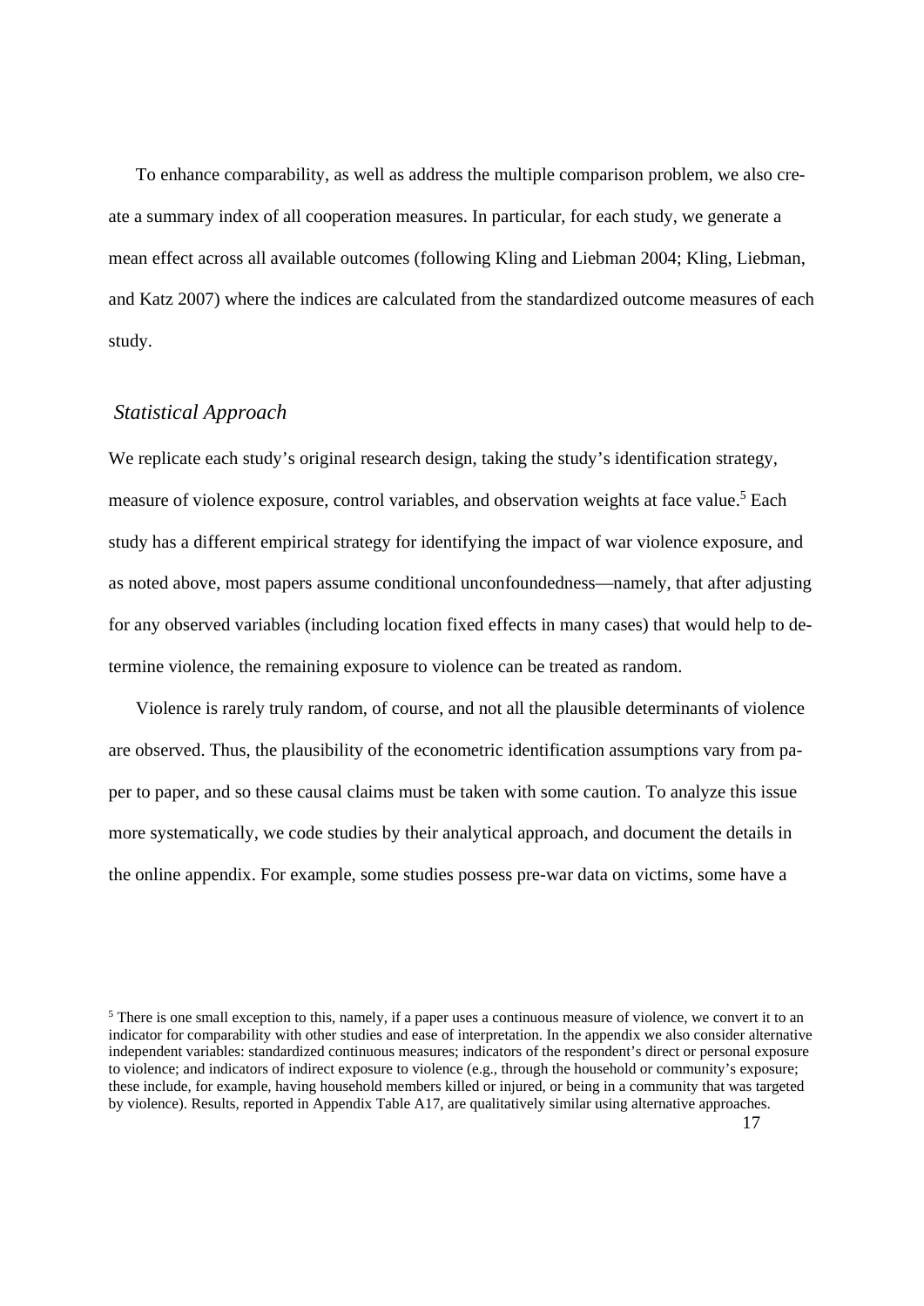To enhance comparability, as well as address the multiple comparison problem, we also create a summary index of all cooperation measures. In particular, for each study, we generate a mean effect across all available outcomes (following Kling and Liebman 2004; Kling, Liebman, and Katz 2007) where the indices are calculated from the standardized outcome measures of each study.

### *Statistical Approach*

We replicate each study's original research design, taking the study's identification strategy, measure of violence exposure, control variables, and observation weights at face value.[5] Each study has a different empirical strategy for identifying the impact of war violence exposure, and as noted above, most papers assume conditional unconfoundedness—namely, that after adjusting for any observed variables (including location fixed effects in many cases) that would help to determine violence, the remaining exposure to violence can be treated as random.

Violence is rarely truly random, of course, and not all the plausible determinants of violence are observed. Thus, the plausibility of the econometric identification assumptions vary from paper to paper, and so these causal claims must be taken with some caution. To analyze this issue more systematically, we code studies by their analytical approach, and document the details in the online appendix. For example, some studies possess pre-war data on victims, some have a

[5] There is one small exception to this, namely, if a paper uses a continuous measure of violence, we convert it to an indicator for comparability with other studies and ease of interpretation. In the appendix we also consider alternative independent variables: standardized continuous measures; indicators of the respondent's direct or personal exposure to violence; and indicators of indirect exposure to violence (e.g., through the household or community's exposure; these include, for example, having household members killed or injured, or being in a community that was targeted by violence). Results, reported in Appendix Table A17, are qualitatively similar using alternative approaches.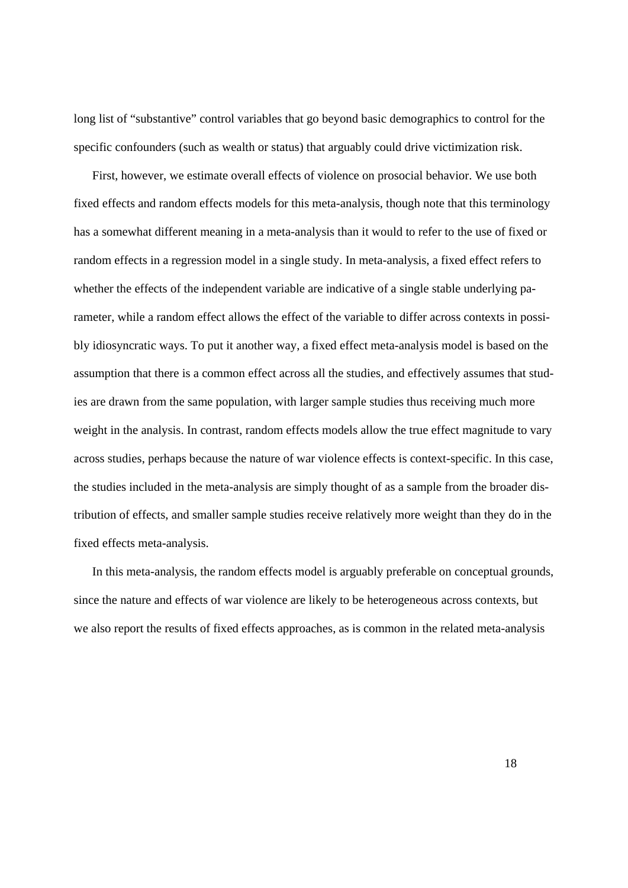long list of "substantive" control variables that go beyond basic demographics to control for the specific confounders (such as wealth or status) that arguably could drive victimization risk.

First, however, we estimate overall effects of violence on prosocial behavior. We use both fixed effects and random effects models for this meta-analysis, though note that this terminology has a somewhat different meaning in a meta-analysis than it would to refer to the use of fixed or random effects in a regression model in a single study. In meta-analysis, a fixed effect refers to whether the effects of the independent variable are indicative of a single stable underlying parameter, while a random effect allows the effect of the variable to differ across contexts in possibly idiosyncratic ways. To put it another way, a fixed effect meta-analysis model is based on the assumption that there is a common effect across all the studies, and effectively assumes that studies are drawn from the same population, with larger sample studies thus receiving much more weight in the analysis. In contrast, random effects models allow the true effect magnitude to vary across studies, perhaps because the nature of war violence effects is context-specific. In this case, the studies included in the meta-analysis are simply thought of as a sample from the broader distribution of effects, and smaller sample studies receive relatively more weight than they do in the fixed effects meta-analysis.

In this meta-analysis, the random effects model is arguably preferable on conceptual grounds, since the nature and effects of war violence are likely to be heterogeneous across contexts, but we also report the results of fixed effects approaches, as is common in the related meta-analysis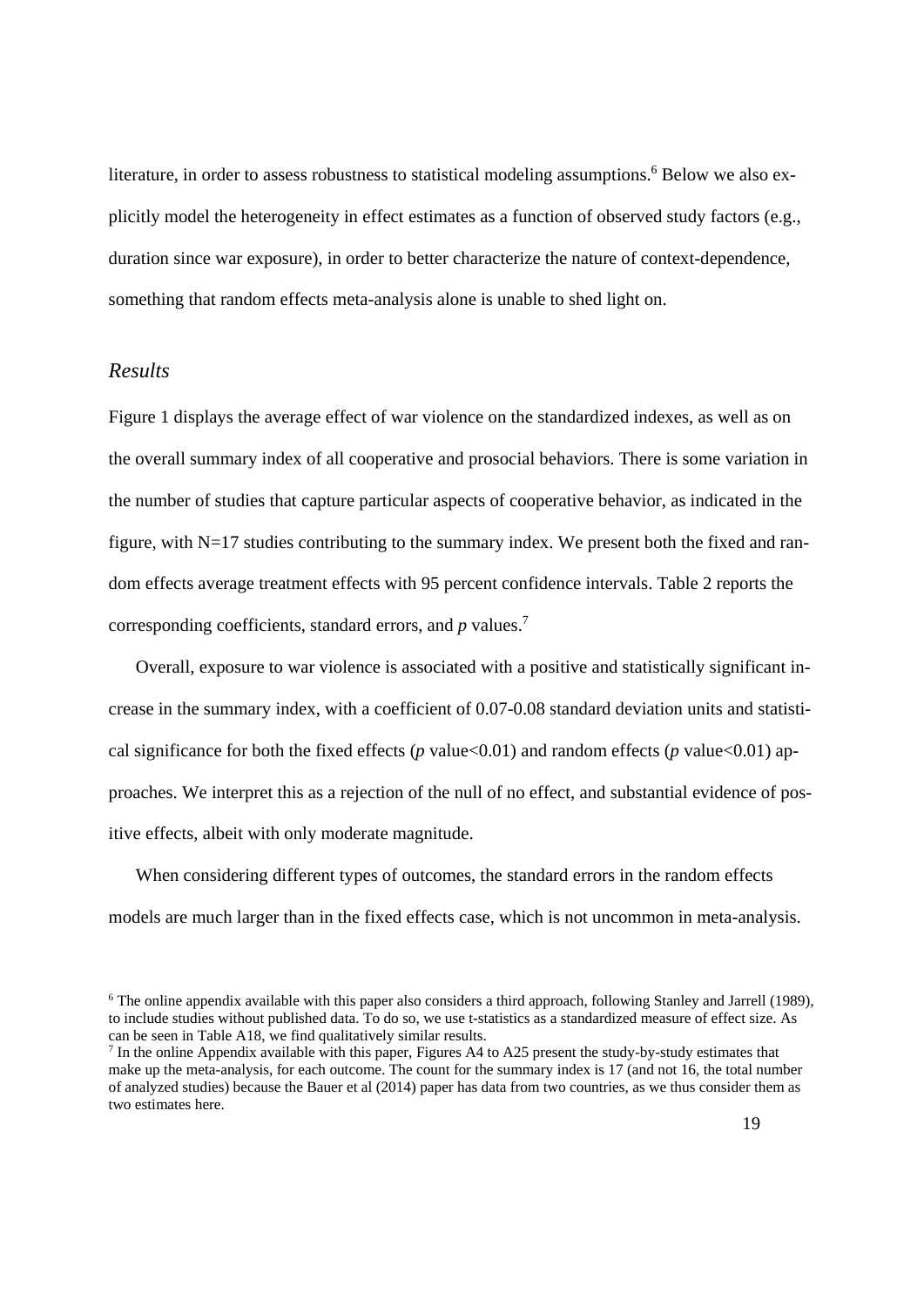literature, in order to assess robustness to statistical modeling assumptions.[6] Below we also explicitly model the heterogeneity in effect estimates as a function of observed study factors (e.g., duration since war exposure), in order to better characterize the nature of context-dependence, something that random effects meta-analysis alone is unable to shed light on.

### *Results*

Figure 1 displays the average effect of war violence on the standardized indexes, as well as on the overall summary index of all cooperative and prosocial behaviors. There is some variation in the number of studies that capture particular aspects of cooperative behavior, as indicated in the figure, with N=17 studies contributing to the summary index. We present both the fixed and random effects average treatment effects with 95 percent confidence intervals. Table 2 reports the corresponding coefficients, standard errors, and *p* values.[7]

Overall, exposure to war violence is associated with a positive and statistically significant increase in the summary index, with a coefficient of 0.07-0.08 standard deviation units and statistical significance for both the fixed effects (*p* value<0.01) and random effects (*p* value<0.01) approaches. We interpret this as a rejection of the null of no effect, and substantial evidence of positive effects, albeit with only moderate magnitude.

When considering different types of outcomes, the standard errors in the random effects models are much larger than in the fixed effects case, which is not uncommon in meta-analysis.

---

[6] The online appendix available with this paper also considers a third approach, following Stanley and Jarrell (1989), to include studies without published data. To do so, we use t-statistics as a standardized measure of effect size. As can be seen in Table A18, we find qualitatively similar results.

[7] In the online Appendix available with this paper, Figures A4 to A25 present the study-by-study estimates that make up the meta-analysis, for each outcome. The count for the summary index is 17 (and not 16, the total number of analyzed studies) because the Bauer et al (2014) paper has data from two countries, as we thus consider them as two estimates here.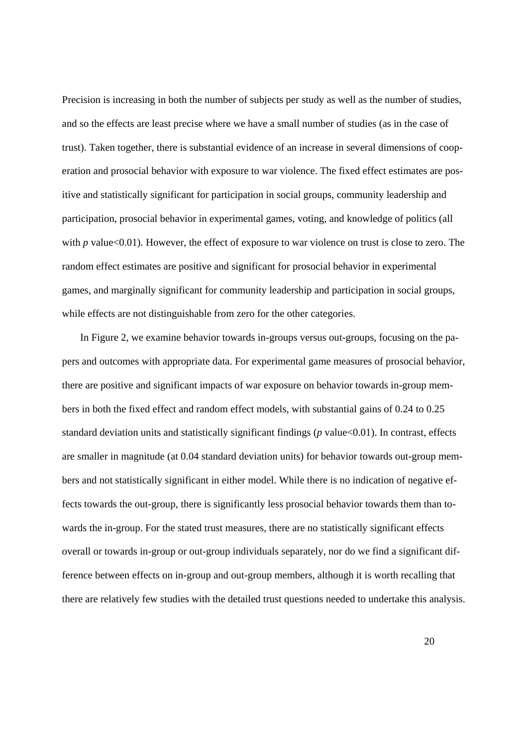Precision is increasing in both the number of subjects per study as well as the number of studies, and so the effects are least precise where we have a small number of studies (as in the case of trust). Taken together, there is substantial evidence of an increase in several dimensions of cooperation and prosocial behavior with exposure to war violence. The fixed effect estimates are positive and statistically significant for participation in social groups, community leadership and participation, prosocial behavior in experimental games, voting, and knowledge of politics (all with *p* value<0.01). However, the effect of exposure to war violence on trust is close to zero. The random effect estimates are positive and significant for prosocial behavior in experimental games, and marginally significant for community leadership and participation in social groups, while effects are not distinguishable from zero for the other categories.

In Figure 2, we examine behavior towards in-groups versus out-groups, focusing on the papers and outcomes with appropriate data. For experimental game measures of prosocial behavior, there are positive and significant impacts of war exposure on behavior towards in-group members in both the fixed effect and random effect models, with substantial gains of 0.24 to 0.25 standard deviation units and statistically significant findings (*p* value<0.01). In contrast, effects are smaller in magnitude (at 0.04 standard deviation units) for behavior towards out-group members and not statistically significant in either model. While there is no indication of negative effects towards the out-group, there is significantly less prosocial behavior towards them than towards the in-group. For the stated trust measures, there are no statistically significant effects overall or towards in-group or out-group individuals separately, nor do we find a significant difference between effects on in-group and out-group members, although it is worth recalling that there are relatively few studies with the detailed trust questions needed to undertake this analysis.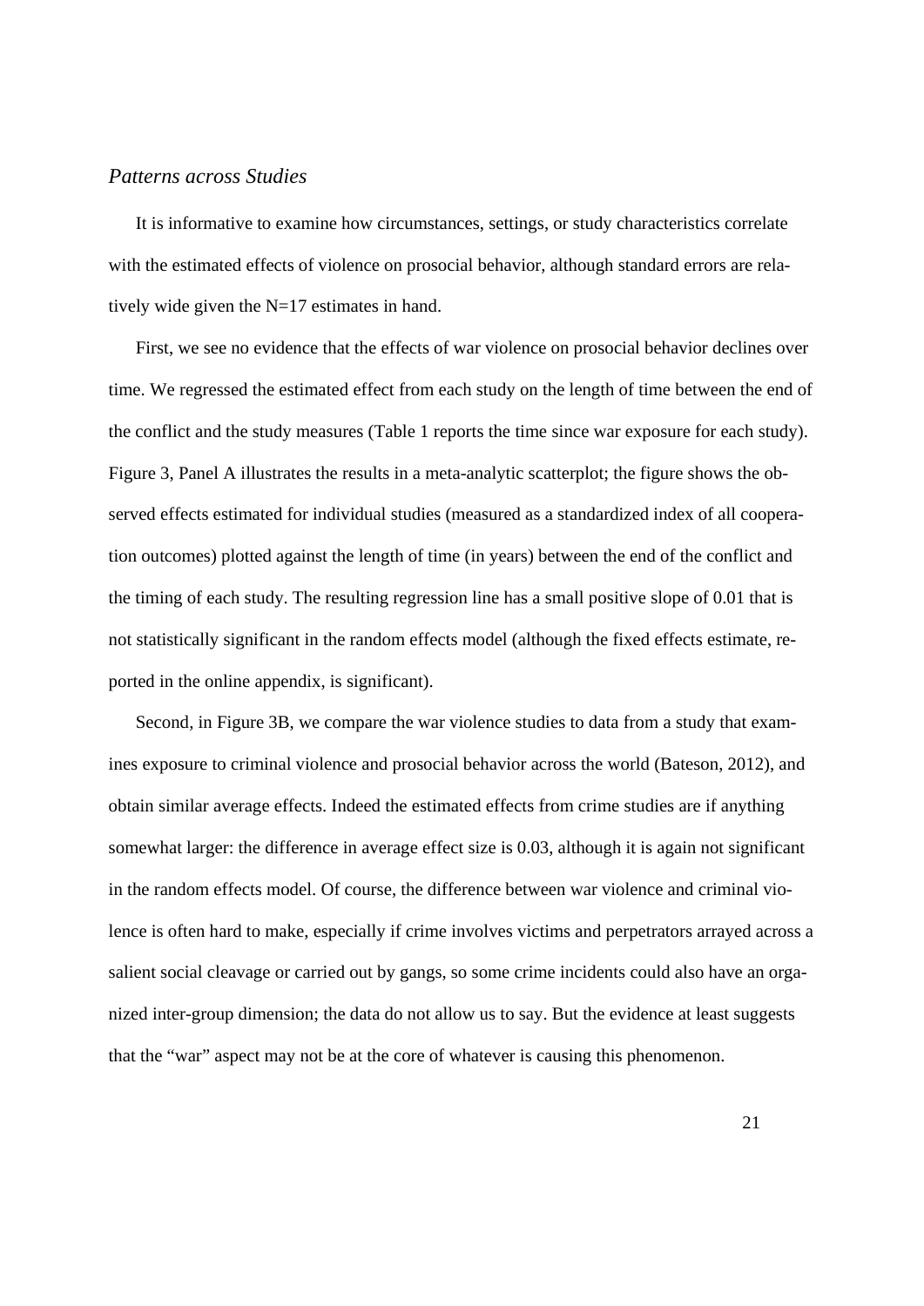### *Patterns across Studies*

It is informative to examine how circumstances, settings, or study characteristics correlate with the estimated effects of violence on prosocial behavior, although standard errors are relatively wide given the N=17 estimates in hand.

First, we see no evidence that the effects of war violence on prosocial behavior declines over time. We regressed the estimated effect from each study on the length of time between the end of the conflict and the study measures (Table 1 reports the time since war exposure for each study). Figure 3, Panel A illustrates the results in a meta-analytic scatterplot; the figure shows the observed effects estimated for individual studies (measured as a standardized index of all cooperation outcomes) plotted against the length of time (in years) between the end of the conflict and the timing of each study. The resulting regression line has a small positive slope of 0.01 that is not statistically significant in the random effects model (although the fixed effects estimate, reported in the online appendix, is significant).

Second, in Figure 3B, we compare the war violence studies to data from a study that examines exposure to criminal violence and prosocial behavior across the world (Bateson, 2012), and obtain similar average effects. Indeed the estimated effects from crime studies are if anything somewhat larger: the difference in average effect size is 0.03, although it is again not significant in the random effects model. Of course, the difference between war violence and criminal violence is often hard to make, especially if crime involves victims and perpetrators arrayed across a salient social cleavage or carried out by gangs, so some crime incidents could also have an organized inter-group dimension; the data do not allow us to say. But the evidence at least suggests that the "war" aspect may not be at the core of whatever is causing this phenomenon.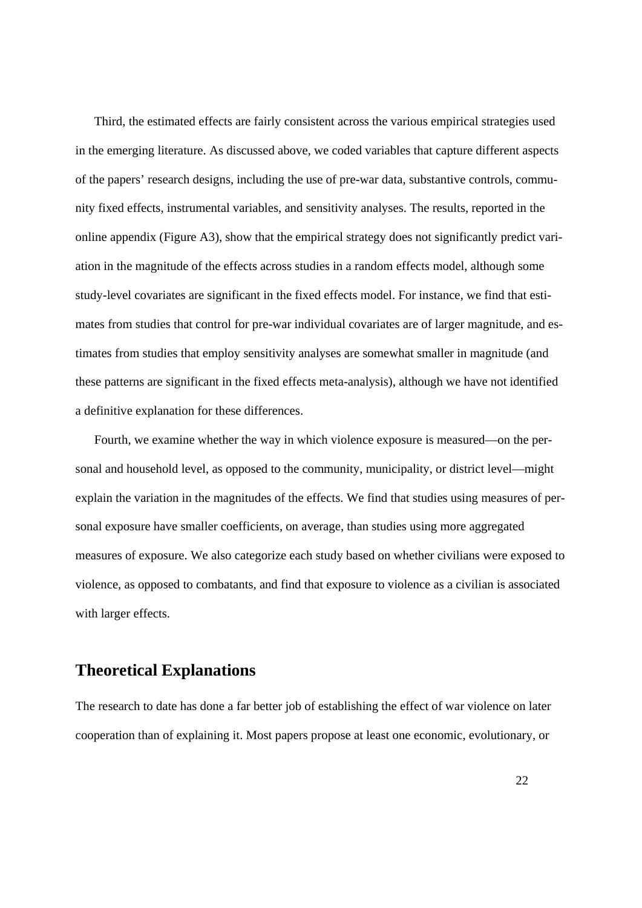Third, the estimated effects are fairly consistent across the various empirical strategies used in the emerging literature. As discussed above, we coded variables that capture different aspects of the papers' research designs, including the use of pre-war data, substantive controls, community fixed effects, instrumental variables, and sensitivity analyses. The results, reported in the online appendix (Figure A3), show that the empirical strategy does not significantly predict variation in the magnitude of the effects across studies in a random effects model, although some study-level covariates are significant in the fixed effects model. For instance, we find that estimates from studies that control for pre-war individual covariates are of larger magnitude, and estimates from studies that employ sensitivity analyses are somewhat smaller in magnitude (and these patterns are significant in the fixed effects meta-analysis), although we have not identified a definitive explanation for these differences.

Fourth, we examine whether the way in which violence exposure is measured—on the personal and household level, as opposed to the community, municipality, or district level—might explain the variation in the magnitudes of the effects. We find that studies using measures of personal exposure have smaller coefficients, on average, than studies using more aggregated measures of exposure. We also categorize each study based on whether civilians were exposed to violence, as opposed to combatants, and find that exposure to violence as a civilian is associated with larger effects.

## Theoretical Explanations

The research to date has done a far better job of establishing the effect of war violence on later cooperation than of explaining it. Most papers propose at least one economic, evolutionary, or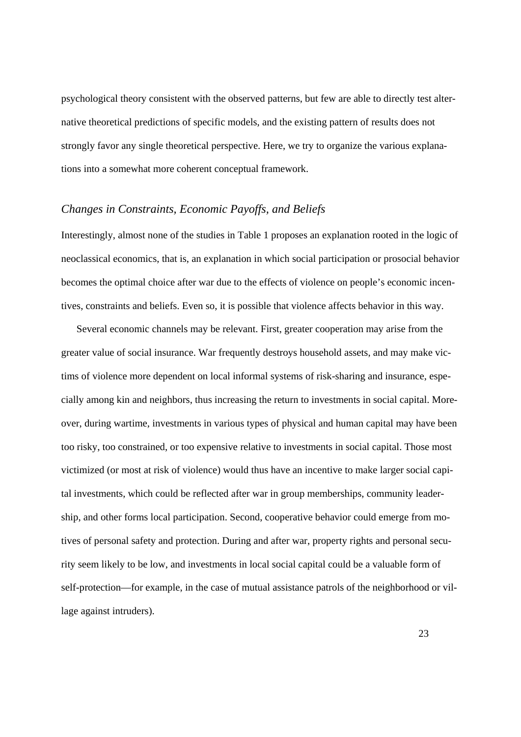psychological theory consistent with the observed patterns, but few are able to directly test alternative theoretical predictions of specific models, and the existing pattern of results does not strongly favor any single theoretical perspective. Here, we try to organize the various explanations into a somewhat more coherent conceptual framework.

### *Changes in Constraints, Economic Payoffs, and Beliefs*

Interestingly, almost none of the studies in Table 1 proposes an explanation rooted in the logic of neoclassical economics, that is, an explanation in which social participation or prosocial behavior becomes the optimal choice after war due to the effects of violence on people's economic incentives, constraints and beliefs. Even so, it is possible that violence affects behavior in this way.

Several economic channels may be relevant. First, greater cooperation may arise from the greater value of social insurance. War frequently destroys household assets, and may make victims of violence more dependent on local informal systems of risk-sharing and insurance, especially among kin and neighbors, thus increasing the return to investments in social capital. Moreover, during wartime, investments in various types of physical and human capital may have been too risky, too constrained, or too expensive relative to investments in social capital. Those most victimized (or most at risk of violence) would thus have an incentive to make larger social capital investments, which could be reflected after war in group memberships, community leadership, and other forms local participation. Second, cooperative behavior could emerge from motives of personal safety and protection. During and after war, property rights and personal security seem likely to be low, and investments in local social capital could be a valuable form of self-protection—for example, in the case of mutual assistance patrols of the neighborhood or village against intruders).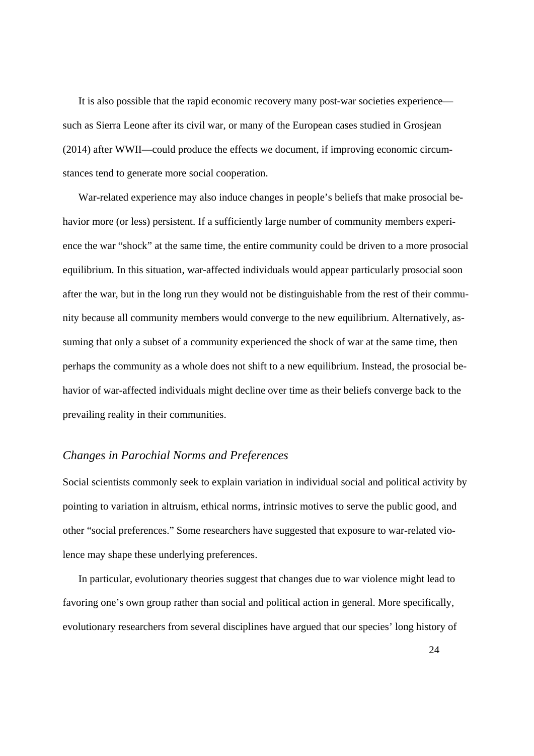It is also possible that the rapid economic recovery many post-war societies experience—such as Sierra Leone after its civil war, or many of the European cases studied in Grosjean (2014) after WWII—could produce the effects we document, if improving economic circumstances tend to generate more social cooperation.

War-related experience may also induce changes in people's beliefs that make prosocial behavior more (or less) persistent. If a sufficiently large number of community members experience the war "shock" at the same time, the entire community could be driven to a more prosocial equilibrium. In this situation, war-affected individuals would appear particularly prosocial soon after the war, but in the long run they would not be distinguishable from the rest of their community because all community members would converge to the new equilibrium. Alternatively, assuming that only a subset of a community experienced the shock of war at the same time, then perhaps the community as a whole does not shift to a new equilibrium. Instead, the prosocial behavior of war-affected individuals might decline over time as their beliefs converge back to the prevailing reality in their communities.

### *Changes in Parochial Norms and Preferences*

Social scientists commonly seek to explain variation in individual social and political activity by pointing to variation in altruism, ethical norms, intrinsic motives to serve the public good, and other "social preferences." Some researchers have suggested that exposure to war-related violence may shape these underlying preferences.

In particular, evolutionary theories suggest that changes due to war violence might lead to favoring one's own group rather than social and political action in general. More specifically, evolutionary researchers from several disciplines have argued that our species' long history of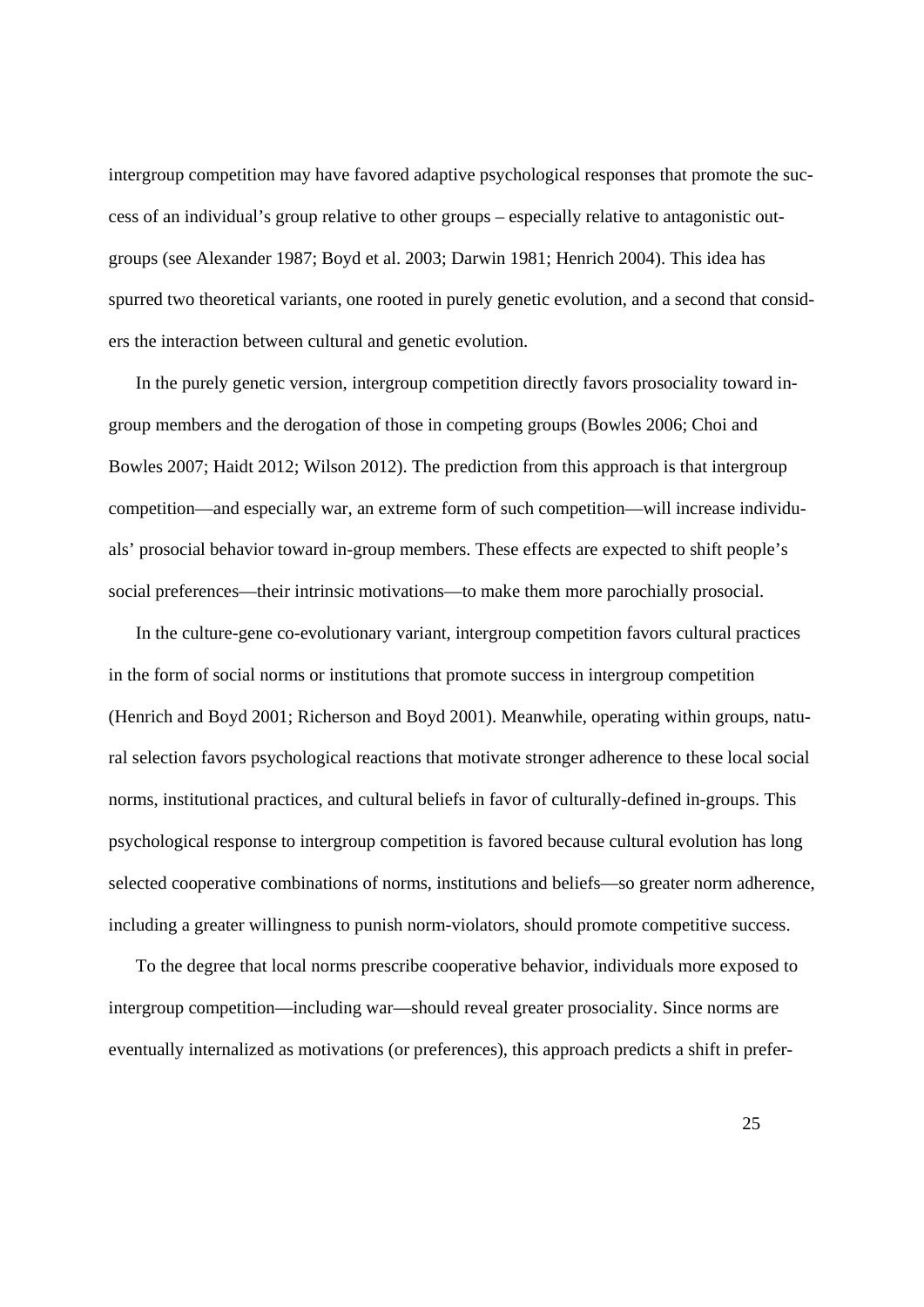intergroup competition may have favored adaptive psychological responses that promote the success of an individual's group relative to other groups – especially relative to antagonistic outgroups (see Alexander 1987; Boyd et al. 2003; Darwin 1981; Henrich 2004). This idea has spurred two theoretical variants, one rooted in purely genetic evolution, and a second that considers the interaction between cultural and genetic evolution.

In the purely genetic version, intergroup competition directly favors prosociality toward in-group members and the derogation of those in competing groups (Bowles 2006; Choi and Bowles 2007; Haidt 2012; Wilson 2012). The prediction from this approach is that intergroup competition—and especially war, an extreme form of such competition—will increase individuals' prosocial behavior toward in-group members. These effects are expected to shift people's social preferences—their intrinsic motivations—to make them more parochially prosocial.

In the culture-gene co-evolutionary variant, intergroup competition favors cultural practices in the form of social norms or institutions that promote success in intergroup competition (Henrich and Boyd 2001; Richerson and Boyd 2001). Meanwhile, operating within groups, natural selection favors psychological reactions that motivate stronger adherence to these local social norms, institutional practices, and cultural beliefs in favor of culturally-defined in-groups. This psychological response to intergroup competition is favored because cultural evolution has long selected cooperative combinations of norms, institutions and beliefs—so greater norm adherence, including a greater willingness to punish norm-violators, should promote competitive success.

To the degree that local norms prescribe cooperative behavior, individuals more exposed to intergroup competition—including war—should reveal greater prosociality. Since norms are eventually internalized as motivations (or preferences), this approach predicts a shift in prefer-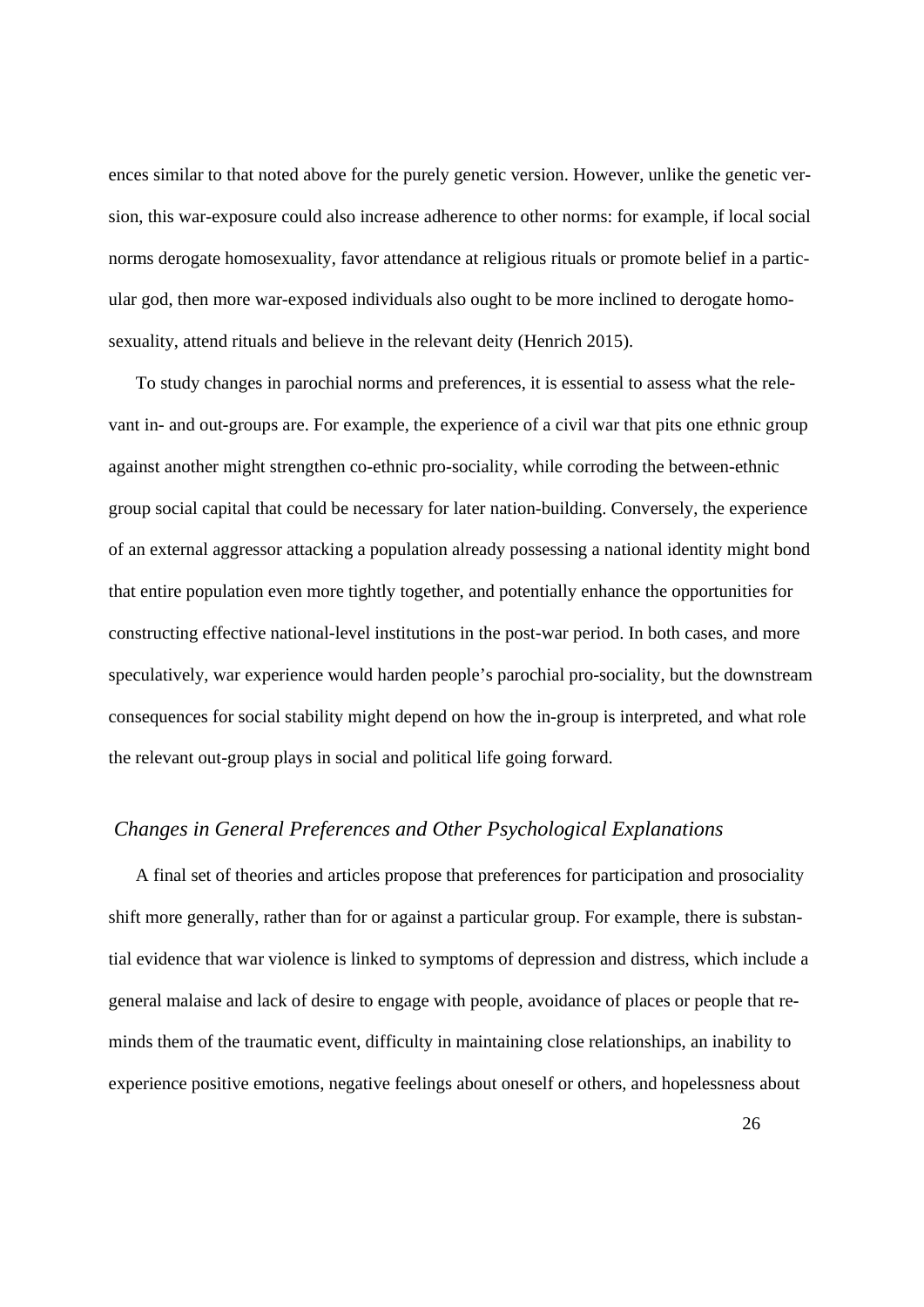ences similar to that noted above for the purely genetic version. However, unlike the genetic version, this war-exposure could also increase adherence to other norms: for example, if local social norms derogate homosexuality, favor attendance at religious rituals or promote belief in a particular god, then more war-exposed individuals also ought to be more inclined to derogate homosexuality, attend rituals and believe in the relevant deity (Henrich 2015).

To study changes in parochial norms and preferences, it is essential to assess what the relevant in- and out-groups are. For example, the experience of a civil war that pits one ethnic group against another might strengthen co-ethnic pro-sociality, while corroding the between-ethnic group social capital that could be necessary for later nation-building. Conversely, the experience of an external aggressor attacking a population already possessing a national identity might bond that entire population even more tightly together, and potentially enhance the opportunities for constructing effective national-level institutions in the post-war period. In both cases, and more speculatively, war experience would harden people's parochial pro-sociality, but the downstream consequences for social stability might depend on how the in-group is interpreted, and what role the relevant out-group plays in social and political life going forward.

### *Changes in General Preferences and Other Psychological Explanations*

A final set of theories and articles propose that preferences for participation and prosociality shift more generally, rather than for or against a particular group. For example, there is substantial evidence that war violence is linked to symptoms of depression and distress, which include a general malaise and lack of desire to engage with people, avoidance of places or people that reminds them of the traumatic event, difficulty in maintaining close relationships, an inability to experience positive emotions, negative feelings about oneself or others, and hopelessness about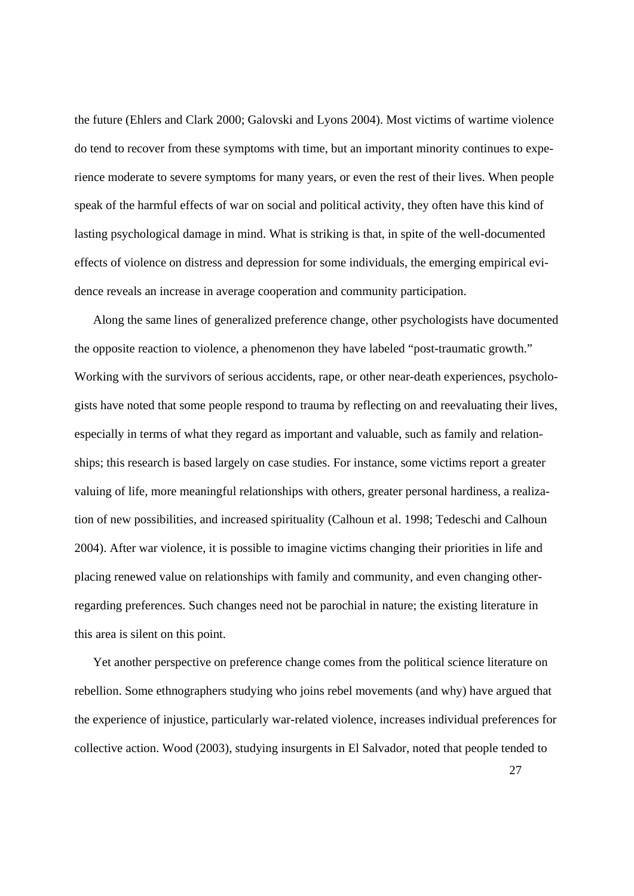the future (Ehlers and Clark 2000; Galovski and Lyons 2004). Most victims of wartime violence do tend to recover from these symptoms with time, but an important minority continues to experience moderate to severe symptoms for many years, or even the rest of their lives. When people speak of the harmful effects of war on social and political activity, they often have this kind of lasting psychological damage in mind. What is striking is that, in spite of the well-documented effects of violence on distress and depression for some individuals, the emerging empirical evidence reveals an increase in average cooperation and community participation.

Along the same lines of generalized preference change, other psychologists have documented the opposite reaction to violence, a phenomenon they have labeled "post-traumatic growth." Working with the survivors of serious accidents, rape, or other near-death experiences, psychologists have noted that some people respond to trauma by reflecting on and reevaluating their lives, especially in terms of what they regard as important and valuable, such as family and relationships; this research is based largely on case studies. For instance, some victims report a greater valuing of life, more meaningful relationships with others, greater personal hardiness, a realization of new possibilities, and increased spirituality (Calhoun et al. 1998; Tedeschi and Calhoun 2004). After war violence, it is possible to imagine victims changing their priorities in life and placing renewed value on relationships with family and community, and even changing other-regarding preferences. Such changes need not be parochial in nature; the existing literature in this area is silent on this point.

Yet another perspective on preference change comes from the political science literature on rebellion. Some ethnographers studying who joins rebel movements (and why) have argued that the experience of injustice, particularly war-related violence, increases individual preferences for collective action. Wood (2003), studying insurgents in El Salvador, noted that people tended to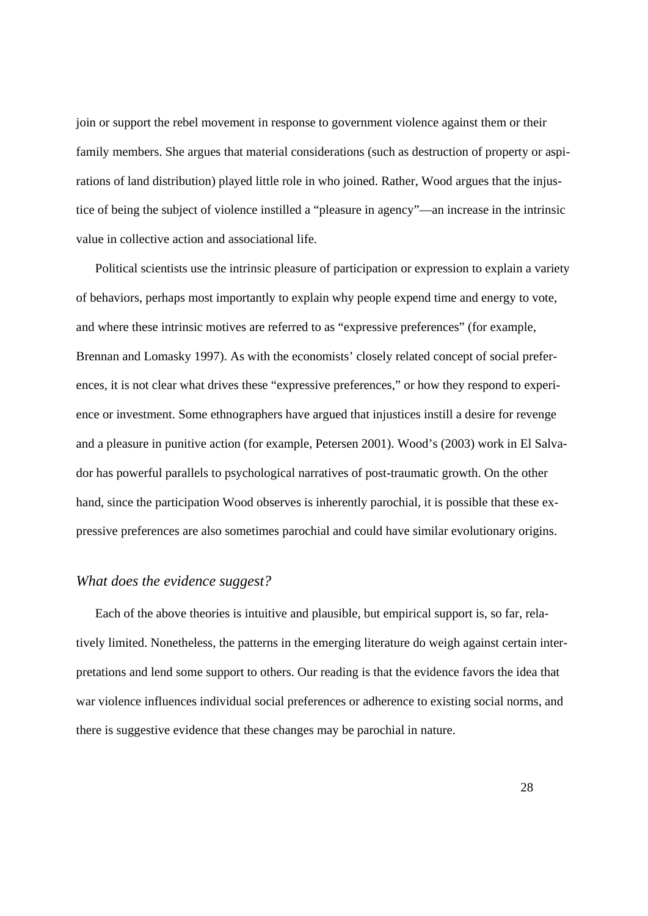join or support the rebel movement in response to government violence against them or their family members. She argues that material considerations (such as destruction of property or aspirations of land distribution) played little role in who joined. Rather, Wood argues that the injustice of being the subject of violence instilled a "pleasure in agency"—an increase in the intrinsic value in collective action and associational life.

Political scientists use the intrinsic pleasure of participation or expression to explain a variety of behaviors, perhaps most importantly to explain why people expend time and energy to vote, and where these intrinsic motives are referred to as "expressive preferences" (for example, Brennan and Lomasky 1997). As with the economists' closely related concept of social preferences, it is not clear what drives these "expressive preferences," or how they respond to experience or investment. Some ethnographers have argued that injustices instill a desire for revenge and a pleasure in punitive action (for example, Petersen 2001). Wood's (2003) work in El Salvador has powerful parallels to psychological narratives of post-traumatic growth. On the other hand, since the participation Wood observes is inherently parochial, it is possible that these expressive preferences are also sometimes parochial and could have similar evolutionary origins.

### *What does the evidence suggest?*

Each of the above theories is intuitive and plausible, but empirical support is, so far, relatively limited. Nonetheless, the patterns in the emerging literature do weigh against certain interpretations and lend some support to others. Our reading is that the evidence favors the idea that war violence influences individual social preferences or adherence to existing social norms, and there is suggestive evidence that these changes may be parochial in nature.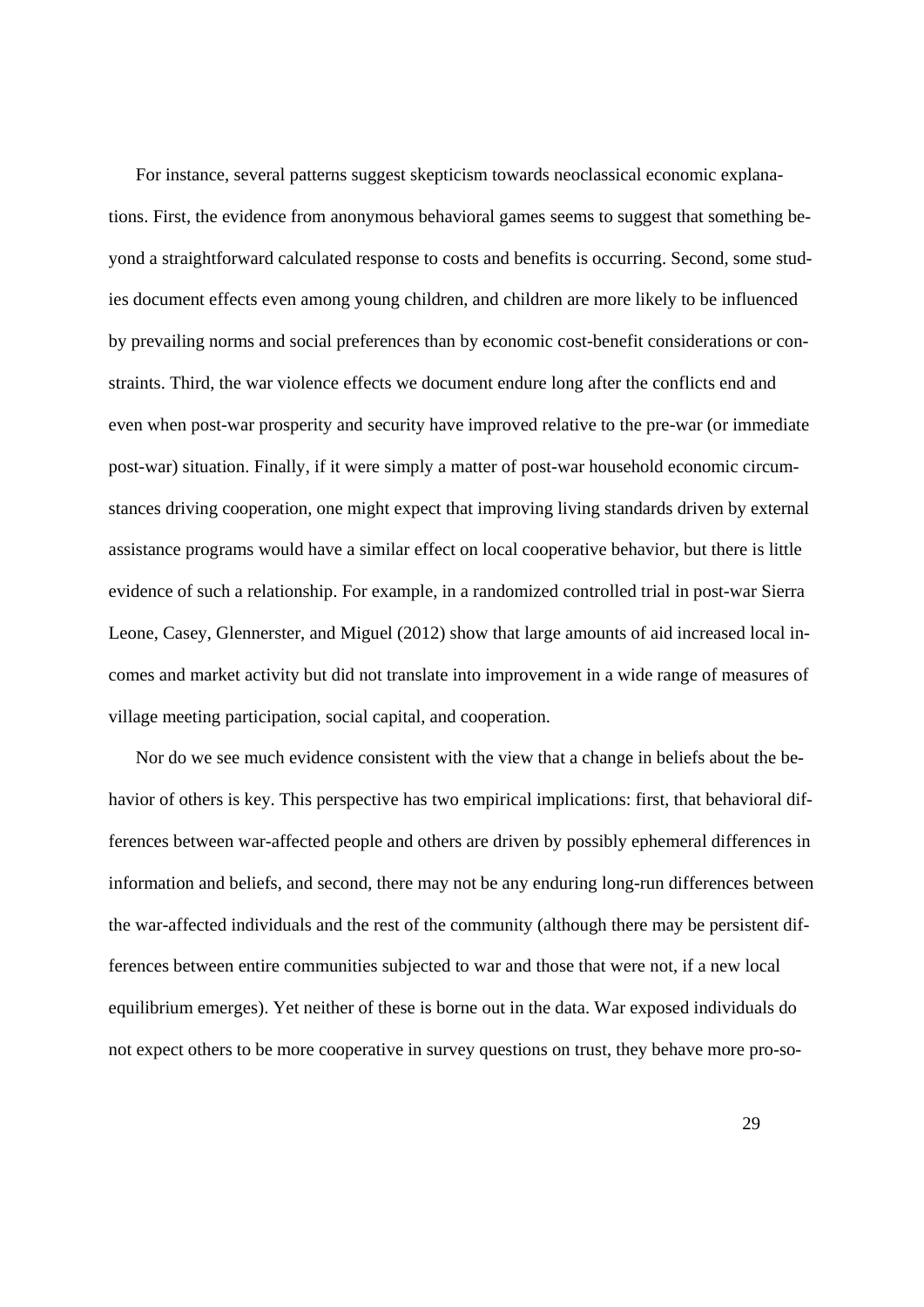For instance, several patterns suggest skepticism towards neoclassical economic explanations. First, the evidence from anonymous behavioral games seems to suggest that something beyond a straightforward calculated response to costs and benefits is occurring. Second, some studies document effects even among young children, and children are more likely to be influenced by prevailing norms and social preferences than by economic cost-benefit considerations or constraints. Third, the war violence effects we document endure long after the conflicts end and even when post-war prosperity and security have improved relative to the pre-war (or immediate post-war) situation. Finally, if it were simply a matter of post-war household economic circumstances driving cooperation, one might expect that improving living standards driven by external assistance programs would have a similar effect on local cooperative behavior, but there is little evidence of such a relationship. For example, in a randomized controlled trial in post-war Sierra Leone, Casey, Glennerster, and Miguel (2012) show that large amounts of aid increased local incomes and market activity but did not translate into improvement in a wide range of measures of village meeting participation, social capital, and cooperation.

Nor do we see much evidence consistent with the view that a change in beliefs about the behavior of others is key. This perspective has two empirical implications: first, that behavioral differences between war-affected people and others are driven by possibly ephemeral differences in information and beliefs, and second, there may not be any enduring long-run differences between the war-affected individuals and the rest of the community (although there may be persistent differences between entire communities subjected to war and those that were not, if a new local equilibrium emerges). Yet neither of these is borne out in the data. War exposed individuals do not expect others to be more cooperative in survey questions on trust, they behave more pro-so-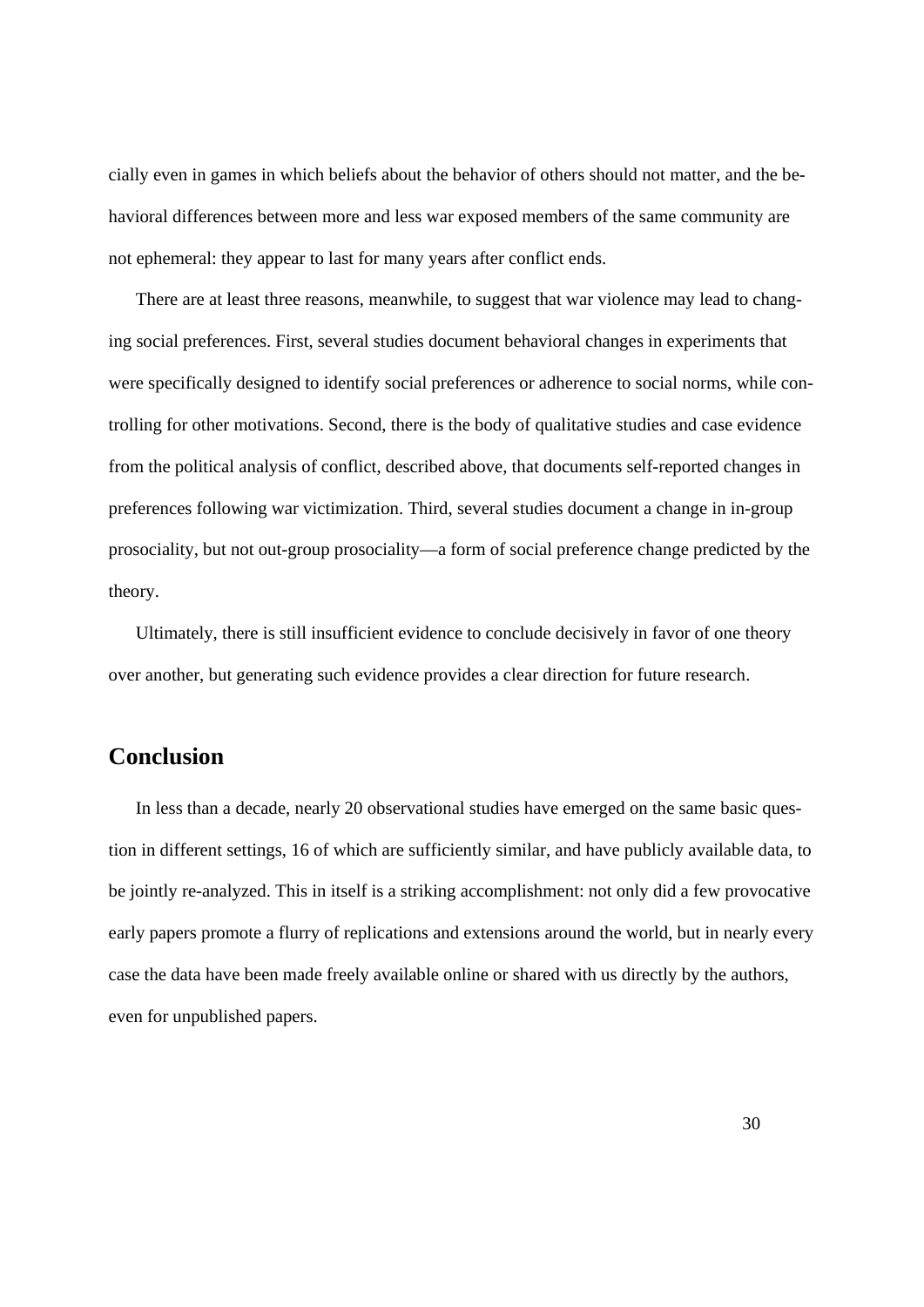cially even in games in which beliefs about the behavior of others should not matter, and the behavioral differences between more and less war exposed members of the same community are not ephemeral: they appear to last for many years after conflict ends.

There are at least three reasons, meanwhile, to suggest that war violence may lead to changing social preferences. First, several studies document behavioral changes in experiments that were specifically designed to identify social preferences or adherence to social norms, while controlling for other motivations. Second, there is the body of qualitative studies and case evidence from the political analysis of conflict, described above, that documents self-reported changes in preferences following war victimization. Third, several studies document a change in in-group prosociality, but not out-group prosociality—a form of social preference change predicted by the theory.

Ultimately, there is still insufficient evidence to conclude decisively in favor of one theory over another, but generating such evidence provides a clear direction for future research.

## Conclusion

In less than a decade, nearly 20 observational studies have emerged on the same basic question in different settings, 16 of which are sufficiently similar, and have publicly available data, to be jointly re-analyzed. This in itself is a striking accomplishment: not only did a few provocative early papers promote a flurry of replications and extensions around the world, but in nearly every case the data have been made freely available online or shared with us directly by the authors, even for unpublished papers.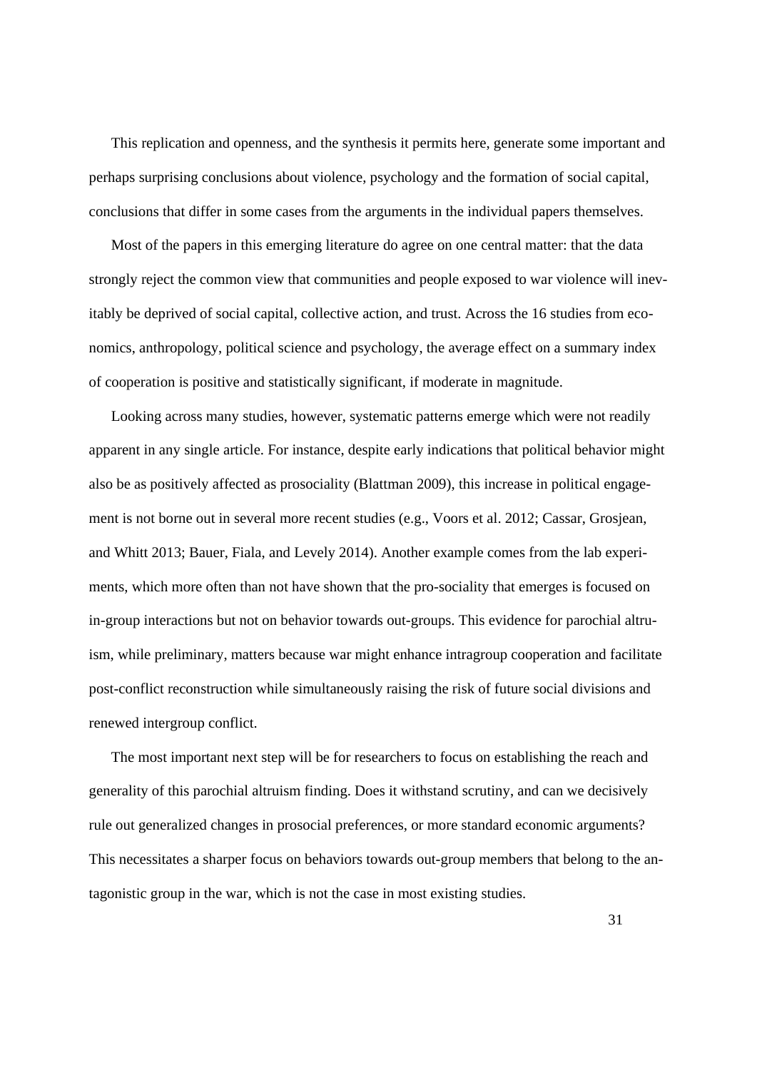This replication and openness, and the synthesis it permits here, generate some important and perhaps surprising conclusions about violence, psychology and the formation of social capital, conclusions that differ in some cases from the arguments in the individual papers themselves.

Most of the papers in this emerging literature do agree on one central matter: that the data strongly reject the common view that communities and people exposed to war violence will inevitably be deprived of social capital, collective action, and trust. Across the 16 studies from economics, anthropology, political science and psychology, the average effect on a summary index of cooperation is positive and statistically significant, if moderate in magnitude.

Looking across many studies, however, systematic patterns emerge which were not readily apparent in any single article. For instance, despite early indications that political behavior might also be as positively affected as prosociality (Blattman 2009), this increase in political engagement is not borne out in several more recent studies (e.g., Voors et al. 2012; Cassar, Grosjean, and Whitt 2013; Bauer, Fiala, and Levely 2014). Another example comes from the lab experiments, which more often than not have shown that the pro-sociality that emerges is focused on in-group interactions but not on behavior towards out-groups. This evidence for parochial altruism, while preliminary, matters because war might enhance intragroup cooperation and facilitate post-conflict reconstruction while simultaneously raising the risk of future social divisions and renewed intergroup conflict.

The most important next step will be for researchers to focus on establishing the reach and generality of this parochial altruism finding. Does it withstand scrutiny, and can we decisively rule out generalized changes in prosocial preferences, or more standard economic arguments? This necessitates a sharper focus on behaviors towards out-group members that belong to the antagonistic group in the war, which is not the case in most existing studies.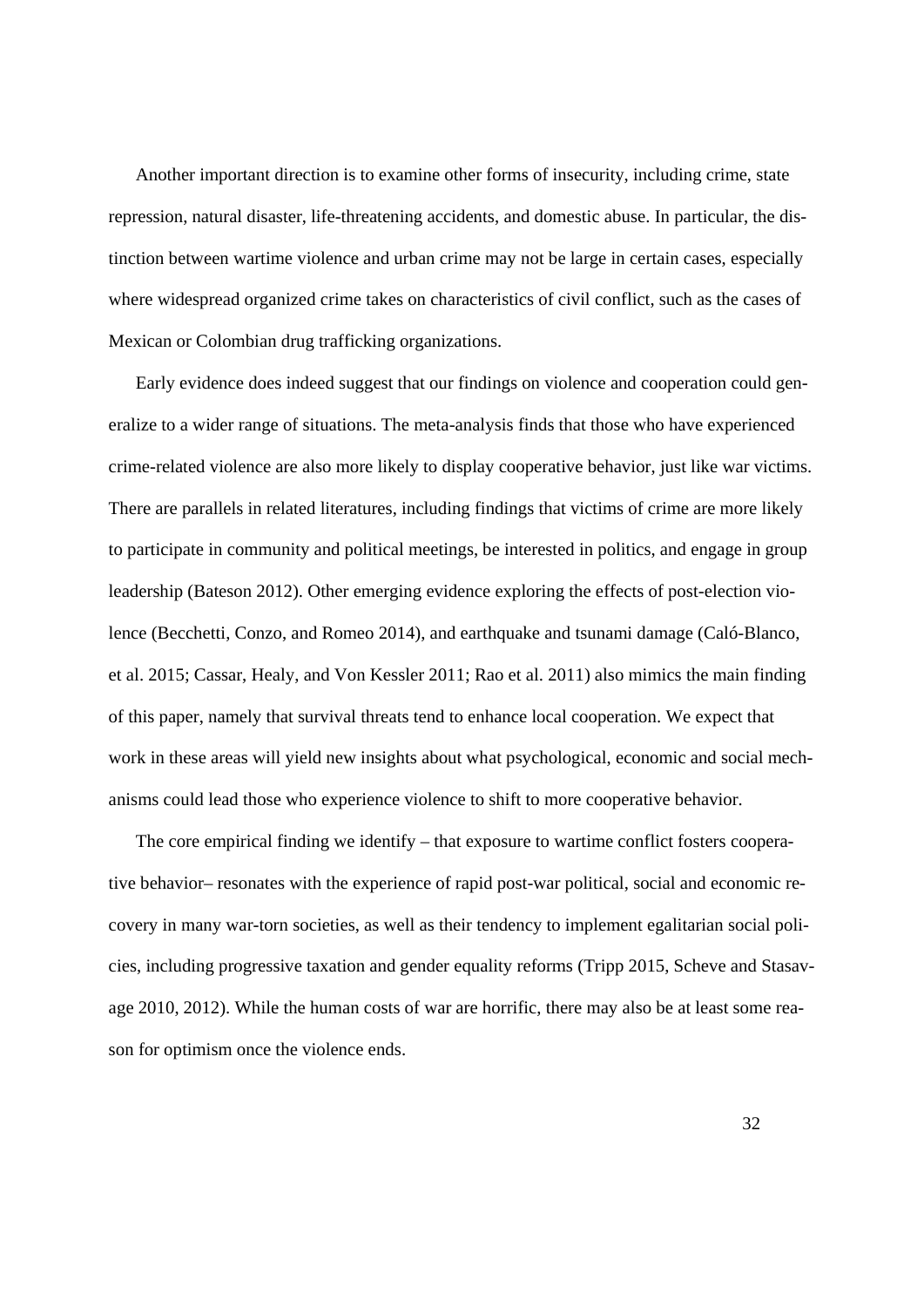Another important direction is to examine other forms of insecurity, including crime, state repression, natural disaster, life-threatening accidents, and domestic abuse. In particular, the distinction between wartime violence and urban crime may not be large in certain cases, especially where widespread organized crime takes on characteristics of civil conflict, such as the cases of Mexican or Colombian drug trafficking organizations.

Early evidence does indeed suggest that our findings on violence and cooperation could generalize to a wider range of situations. The meta-analysis finds that those who have experienced crime-related violence are also more likely to display cooperative behavior, just like war victims. There are parallels in related literatures, including findings that victims of crime are more likely to participate in community and political meetings, be interested in politics, and engage in group leadership (Bateson 2012). Other emerging evidence exploring the effects of post-election violence (Becchetti, Conzo, and Romeo 2014), and earthquake and tsunami damage (Caló-Blanco, et al. 2015; Cassar, Healy, and Von Kessler 2011; Rao et al. 2011) also mimics the main finding of this paper, namely that survival threats tend to enhance local cooperation. We expect that work in these areas will yield new insights about what psychological, economic and social mechanisms could lead those who experience violence to shift to more cooperative behavior.

The core empirical finding we identify – that exposure to wartime conflict fosters cooperative behavior– resonates with the experience of rapid post-war political, social and economic recovery in many war-torn societies, as well as their tendency to implement egalitarian social policies, including progressive taxation and gender equality reforms (Tripp 2015, Scheve and Stasavage 2010, 2012). While the human costs of war are horrific, there may also be at least some reason for optimism once the violence ends.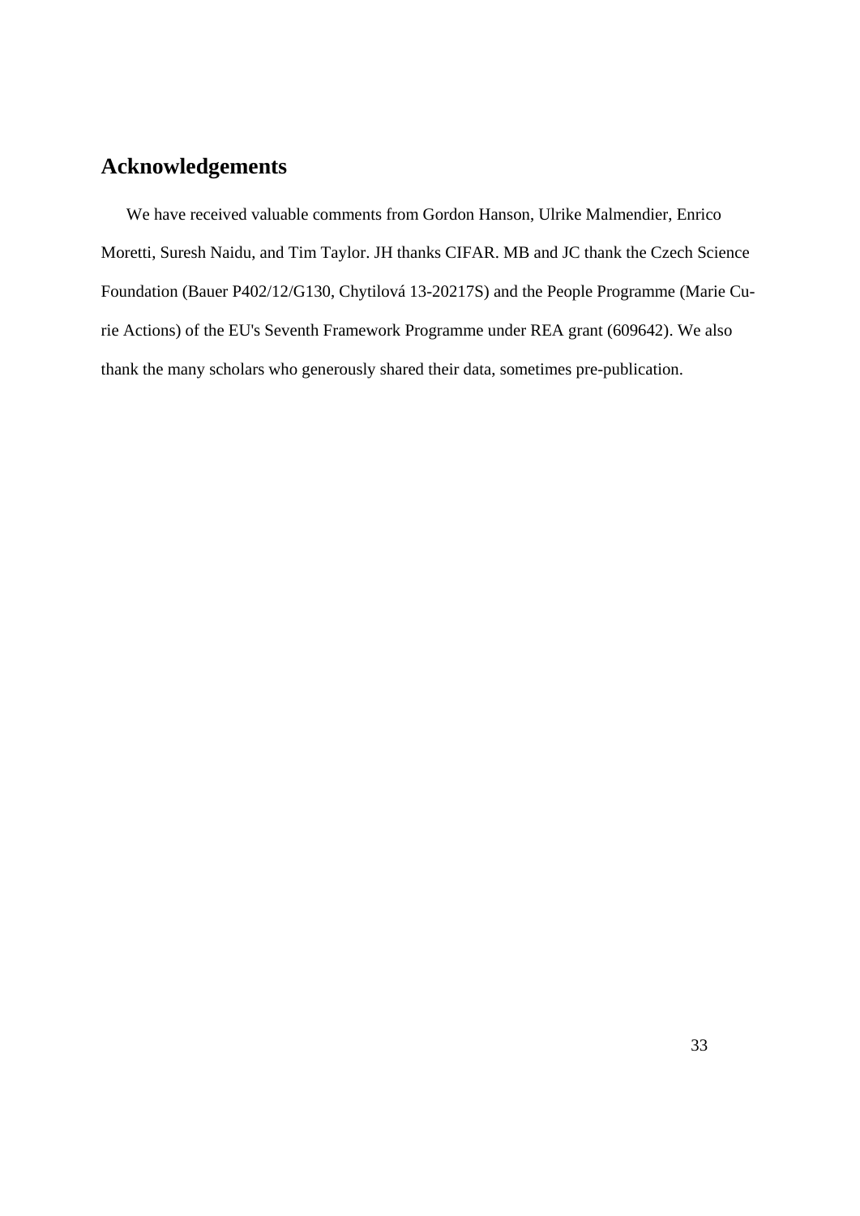## Acknowledgements

We have received valuable comments from Gordon Hanson, Ulrike Malmendier, Enrico Moretti, Suresh Naidu, and Tim Taylor. JH thanks CIFAR. MB and JC thank the Czech Science Foundation (Bauer P402/12/G130, Chytilová 13-20217S) and the People Programme (Marie Curie Actions) of the EU's Seventh Framework Programme under REA grant (609642). We also thank the many scholars who generously shared their data, sometimes pre-publication.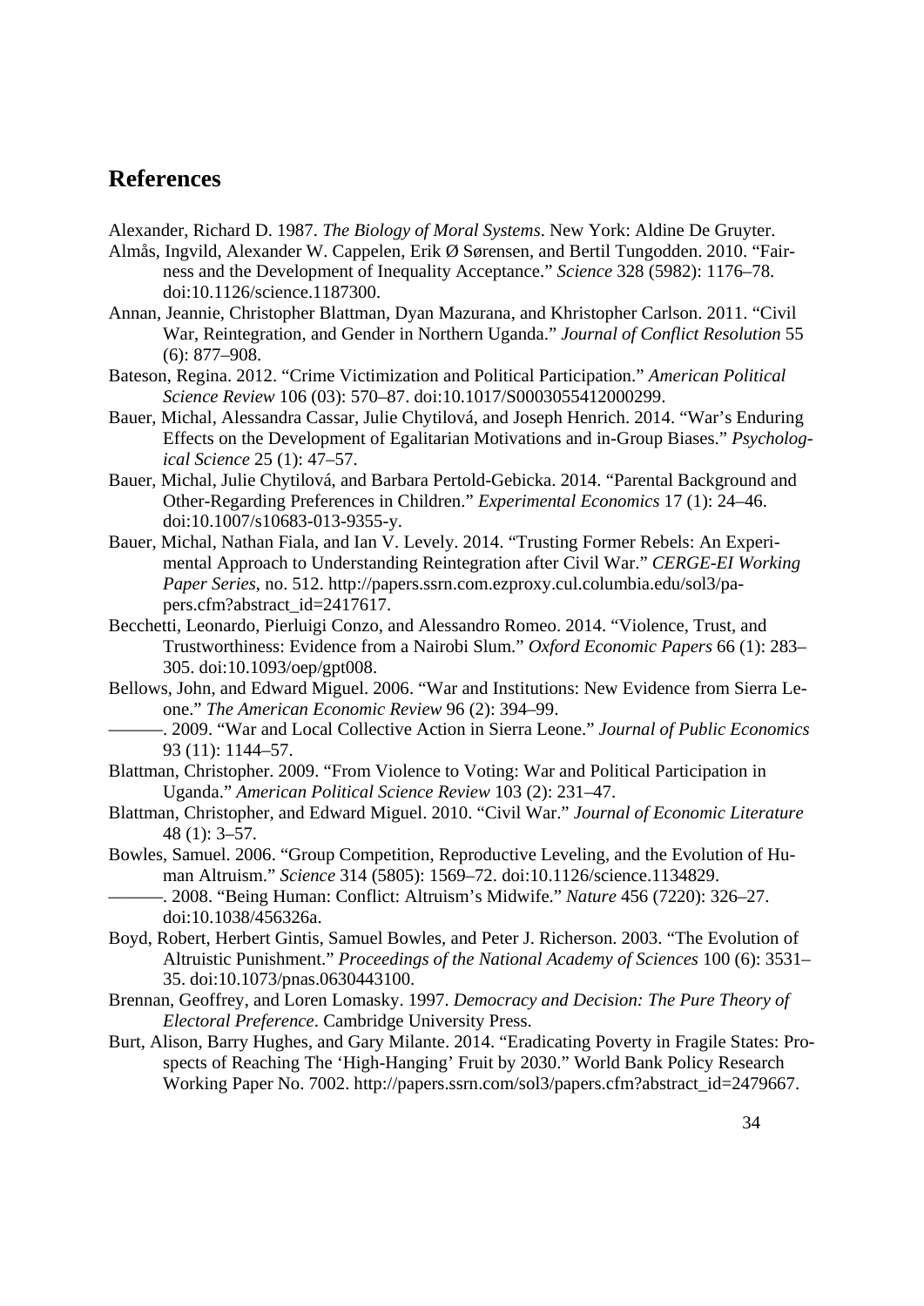## References

Alexander, Richard D. 1987. *The Biology of Moral Systems*. New York: Aldine De Gruyter.

Almås, Ingvild, Alexander W. Cappelen, Erik Ø Sørensen, and Bertil Tungodden. 2010. "Fairness and the Development of Inequality Acceptance." *Science* 328 (5982): 1176–78. doi:10.1126/science.1187300.

Annan, Jeannie, Christopher Blattman, Dyan Mazurana, and Khristopher Carlson. 2011. "Civil War, Reintegration, and Gender in Northern Uganda." *Journal of Conflict Resolution* 55 (6): 877–908.

Bateson, Regina. 2012. "Crime Victimization and Political Participation." *American Political Science Review* 106 (03): 570–87. doi:10.1017/S0003055412000299.

Bauer, Michal, Alessandra Cassar, Julie Chytilová, and Joseph Henrich. 2014. "War's Enduring Effects on the Development of Egalitarian Motivations and in-Group Biases." *Psychological Science* 25 (1): 47–57.

Bauer, Michal, Julie Chytilová, and Barbara Pertold-Gebicka. 2014. "Parental Background and Other-Regarding Preferences in Children." *Experimental Economics* 17 (1): 24–46. doi:10.1007/s10683-013-9355-y.

Bauer, Michal, Nathan Fiala, and Ian V. Levely. 2014. "Trusting Former Rebels: An Experimental Approach to Understanding Reintegration after Civil War." *CERGE-EI Working Paper Series*, no. 512. http://papers.ssrn.com.ezproxy.cul.columbia.edu/sol3/papers.cfm?abstract_id=2417617.

Becchetti, Leonardo, Pierluigi Conzo, and Alessandro Romeo. 2014. "Violence, Trust, and Trustworthiness: Evidence from a Nairobi Slum." *Oxford Economic Papers* 66 (1): 283–305. doi:10.1093/oep/gpt008.

Bellows, John, and Edward Miguel. 2006. "War and Institutions: New Evidence from Sierra Leone." *The American Economic Review* 96 (2): 394–99.

———. 2009. "War and Local Collective Action in Sierra Leone." *Journal of Public Economics* 93 (11): 1144–57.

Blattman, Christopher. 2009. "From Violence to Voting: War and Political Participation in Uganda." *American Political Science Review* 103 (2): 231–47.

Blattman, Christopher, and Edward Miguel. 2010. "Civil War." *Journal of Economic Literature* 48 (1): 3–57.

Bowles, Samuel. 2006. "Group Competition, Reproductive Leveling, and the Evolution of Human Altruism." *Science* 314 (5805): 1569–72. doi:10.1126/science.1134829.

———. 2008. "Being Human: Conflict: Altruism's Midwife." *Nature* 456 (7220): 326–27. doi:10.1038/456326a.

Boyd, Robert, Herbert Gintis, Samuel Bowles, and Peter J. Richerson. 2003. "The Evolution of Altruistic Punishment." *Proceedings of the National Academy of Sciences* 100 (6): 3531–35. doi:10.1073/pnas.0630443100.

Brennan, Geoffrey, and Loren Lomasky. 1997. *Democracy and Decision: The Pure Theory of Electoral Preference*. Cambridge University Press.

Burt, Alison, Barry Hughes, and Gary Milante. 2014. "Eradicating Poverty in Fragile States: Prospects of Reaching The 'High-Hanging' Fruit by 2030." World Bank Policy Research Working Paper No. 7002. http://papers.ssrn.com/sol3/papers.cfm?abstract_id=2479667.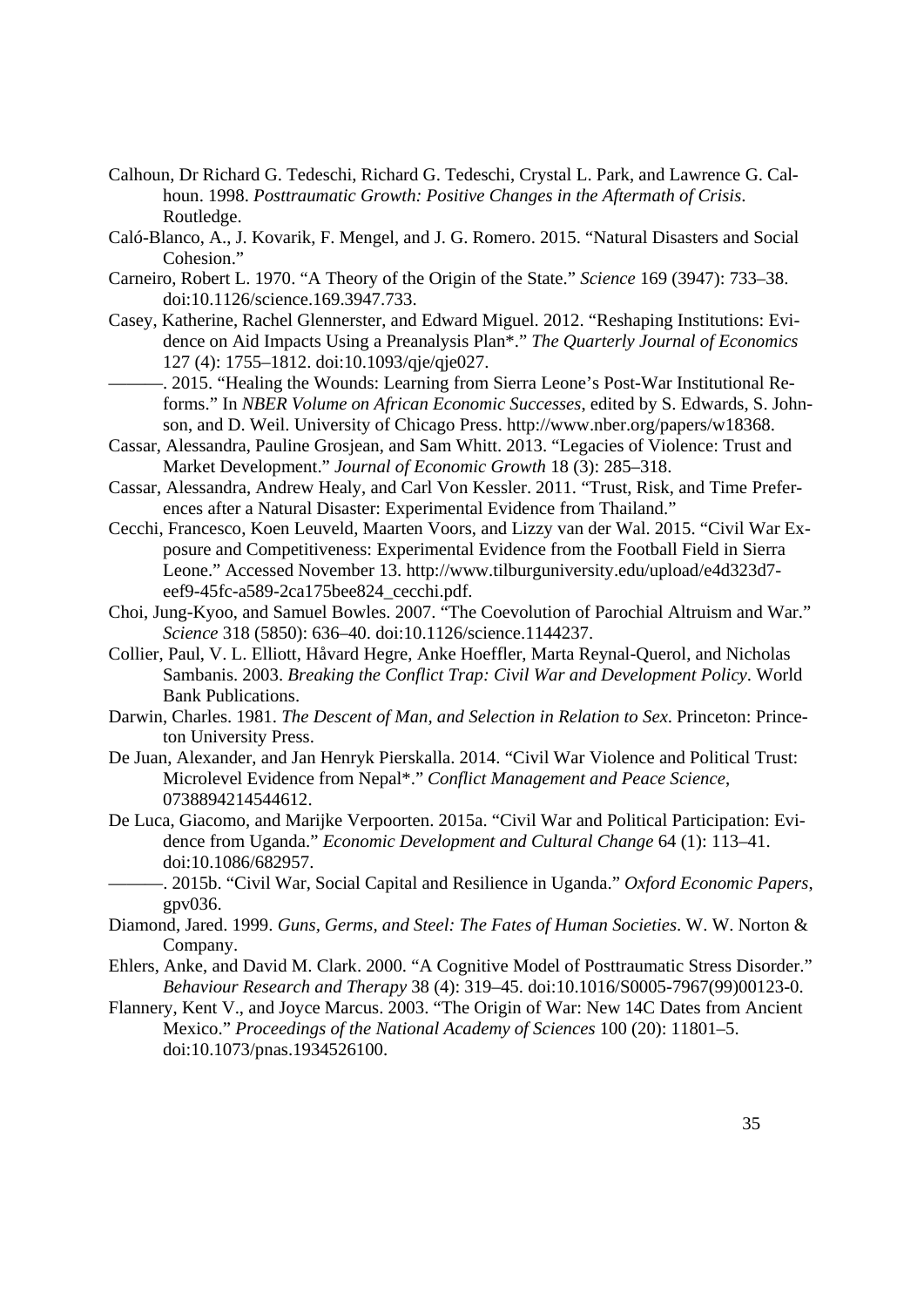Calhoun, Dr Richard G. Tedeschi, Richard G. Tedeschi, Crystal L. Park, and Lawrence G. Calhoun. 1998. *Posttraumatic Growth: Positive Changes in the Aftermath of Crisis*. Routledge.

Caló-Blanco, A., J. Kovarik, F. Mengel, and J. G. Romero. 2015. "Natural Disasters and Social Cohesion."

Carneiro, Robert L. 1970. "A Theory of the Origin of the State." *Science* 169 (3947): 733–38. doi:10.1126/science.169.3947.733.

Casey, Katherine, Rachel Glennerster, and Edward Miguel. 2012. "Reshaping Institutions: Evidence on Aid Impacts Using a Preanalysis Plan*." *The Quarterly Journal of Economics* 127 (4): 1755–1812. doi:10.1093/qje/qje027.

———. 2015. "Healing the Wounds: Learning from Sierra Leone's Post-War Institutional Reforms." In *NBER Volume on African Economic Successes*, edited by S. Edwards, S. Johnson, and D. Weil. University of Chicago Press. http://www.nber.org/papers/w18368.

Cassar, Alessandra, Pauline Grosjean, and Sam Whitt. 2013. "Legacies of Violence: Trust and Market Development." *Journal of Economic Growth* 18 (3): 285–318.

Cassar, Alessandra, Andrew Healy, and Carl Von Kessler. 2011. "Trust, Risk, and Time Preferences after a Natural Disaster: Experimental Evidence from Thailand."

Cecchi, Francesco, Koen Leuveld, Maarten Voors, and Lizzy van der Wal. 2015. "Civil War Exposure and Competitiveness: Experimental Evidence from the Football Field in Sierra Leone." Accessed November 13. http://www.tilburguniversity.edu/upload/e4d323d7-eef9-45fc-a589-2ca175bee824_cecchi.pdf.

Choi, Jung-Kyoo, and Samuel Bowles. 2007. "The Coevolution of Parochial Altruism and War." *Science* 318 (5850): 636–40. doi:10.1126/science.1144237.

Collier, Paul, V. L. Elliott, Håvard Hegre, Anke Hoeffler, Marta Reynal-Querol, and Nicholas Sambanis. 2003. *Breaking the Conflict Trap: Civil War and Development Policy*. World Bank Publications.

Darwin, Charles. 1981. *The Descent of Man, and Selection in Relation to Sex*. Princeton: Princeton University Press.

De Juan, Alexander, and Jan Henryk Pierskalla. 2014. "Civil War Violence and Political Trust: Microlevel Evidence from Nepal*." *Conflict Management and Peace Science*, 0738894214544612.

De Luca, Giacomo, and Marijke Verpoorten. 2015a. "Civil War and Political Participation: Evidence from Uganda." *Economic Development and Cultural Change* 64 (1): 113–41. doi:10.1086/682957.

———. 2015b. "Civil War, Social Capital and Resilience in Uganda." *Oxford Economic Papers*, gpv036.

Diamond, Jared. 1999. *Guns, Germs, and Steel: The Fates of Human Societies*. W. W. Norton & Company.

Ehlers, Anke, and David M. Clark. 2000. "A Cognitive Model of Posttraumatic Stress Disorder." *Behaviour Research and Therapy* 38 (4): 319–45. doi:10.1016/S0005-7967(99)00123-0.

Flannery, Kent V., and Joyce Marcus. 2003. "The Origin of War: New 14C Dates from Ancient Mexico." *Proceedings of the National Academy of Sciences* 100 (20): 11801–5. doi:10.1073/pnas.1934526100.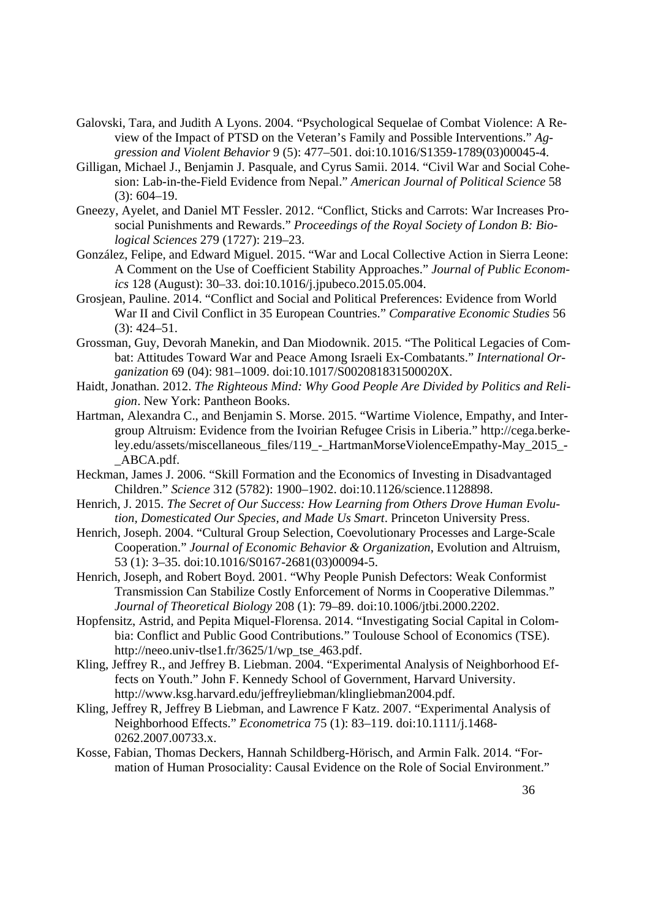Galovski, Tara, and Judith A Lyons. 2004. "Psychological Sequelae of Combat Violence: A Review of the Impact of PTSD on the Veteran's Family and Possible Interventions." *Aggression and Violent Behavior* 9 (5): 477–501. doi:10.1016/S1359-1789(03)00045-4.

Gilligan, Michael J., Benjamin J. Pasquale, and Cyrus Samii. 2014. "Civil War and Social Cohesion: Lab-in-the-Field Evidence from Nepal." *American Journal of Political Science* 58 (3): 604–19.

Gneezy, Ayelet, and Daniel MT Fessler. 2012. "Conflict, Sticks and Carrots: War Increases Prosocial Punishments and Rewards." *Proceedings of the Royal Society of London B: Biological Sciences* 279 (1727): 219–23.

González, Felipe, and Edward Miguel. 2015. "War and Local Collective Action in Sierra Leone: A Comment on the Use of Coefficient Stability Approaches." *Journal of Public Economics* 128 (August): 30–33. doi:10.1016/j.jpubeco.2015.05.004.

Grosjean, Pauline. 2014. "Conflict and Social and Political Preferences: Evidence from World War II and Civil Conflict in 35 European Countries." *Comparative Economic Studies* 56 (3): 424–51.

Grossman, Guy, Devorah Manekin, and Dan Miodownik. 2015. "The Political Legacies of Combat: Attitudes Toward War and Peace Among Israeli Ex-Combatants." *International Organization* 69 (04): 981–1009. doi:10.1017/S002081831500020X.

Haidt, Jonathan. 2012. *The Righteous Mind: Why Good People Are Divided by Politics and Religion*. New York: Pantheon Books.

Hartman, Alexandra C., and Benjamin S. Morse. 2015. "Wartime Violence, Empathy, and Intergroup Altruism: Evidence from the Ivoirian Refugee Crisis in Liberia." http://cega.berkeley.edu/assets/miscellaneous_files/119_-_HartmanMorseViolenceEmpathy-May_2015_-_ABCA.pdf.

Heckman, James J. 2006. "Skill Formation and the Economics of Investing in Disadvantaged Children." *Science* 312 (5782): 1900–1902. doi:10.1126/science.1128898.

Henrich, J. 2015. *The Secret of Our Success: How Learning from Others Drove Human Evolution, Domesticated Our Species, and Made Us Smart*. Princeton University Press.

Henrich, Joseph. 2004. "Cultural Group Selection, Coevolutionary Processes and Large-Scale Cooperation." *Journal of Economic Behavior & Organization*, Evolution and Altruism, 53 (1): 3–35. doi:10.1016/S0167-2681(03)00094-5.

Henrich, Joseph, and Robert Boyd. 2001. "Why People Punish Defectors: Weak Conformist Transmission Can Stabilize Costly Enforcement of Norms in Cooperative Dilemmas." *Journal of Theoretical Biology* 208 (1): 79–89. doi:10.1006/jtbi.2000.2202.

Hopfensitz, Astrid, and Pepita Miquel-Florensa. 2014. "Investigating Social Capital in Colombia: Conflict and Public Good Contributions." Toulouse School of Economics (TSE). http://neeo.univ-tlse1.fr/3625/1/wp_tse_463.pdf.

Kling, Jeffrey R., and Jeffrey B. Liebman. 2004. "Experimental Analysis of Neighborhood Effects on Youth." John F. Kennedy School of Government, Harvard University. http://www.ksg.harvard.edu/jeffreyliebman/klingliebman2004.pdf.

Kling, Jeffrey R, Jeffrey B Liebman, and Lawrence F Katz. 2007. "Experimental Analysis of Neighborhood Effects." *Econometrica* 75 (1): 83–119. doi:10.1111/j.1468-0262.2007.00733.x.

Kosse, Fabian, Thomas Deckers, Hannah Schildberg-Hörisch, and Armin Falk. 2014. "Formation of Human Prosociality: Causal Evidence on the Role of Social Environment."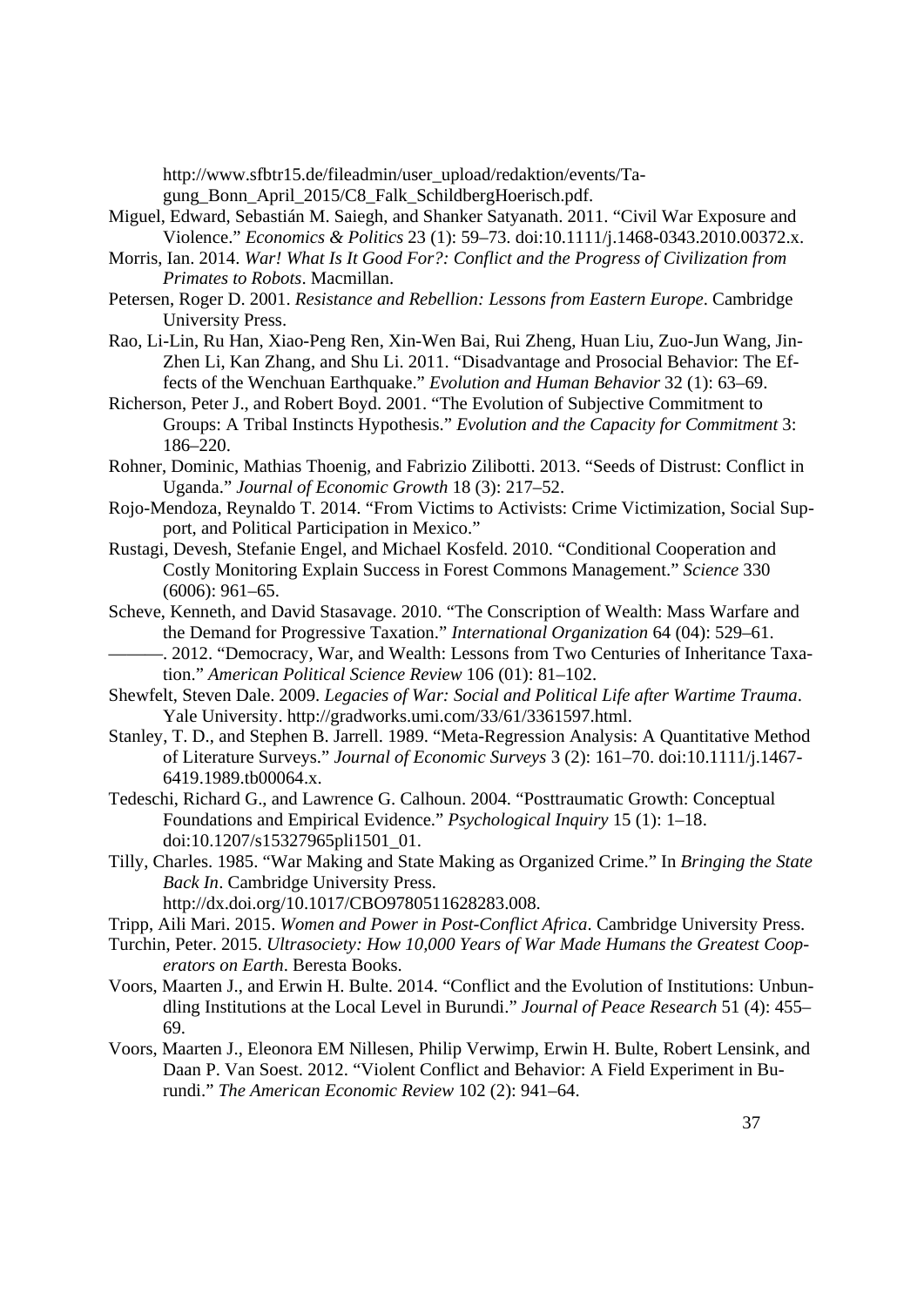http://www.sfbtr15.de/fileadmin/user_upload/redaktion/events/Tagung_Bonn_April_2015/C8_Falk_SchildbergHoerisch.pdf.

Miguel, Edward, Sebastián M. Saiegh, and Shanker Satyanath. 2011. "Civil War Exposure and Violence." *Economics & Politics* 23 (1): 59–73. doi:10.1111/j.1468-0343.2010.00372.x.

Morris, Ian. 2014. *War! What Is It Good For?: Conflict and the Progress of Civilization from Primates to Robots*. Macmillan.

Petersen, Roger D. 2001. *Resistance and Rebellion: Lessons from Eastern Europe*. Cambridge University Press.

Rao, Li-Lin, Ru Han, Xiao-Peng Ren, Xin-Wen Bai, Rui Zheng, Huan Liu, Zuo-Jun Wang, Jin-Zhen Li, Kan Zhang, and Shu Li. 2011. "Disadvantage and Prosocial Behavior: The Effects of the Wenchuan Earthquake." *Evolution and Human Behavior* 32 (1): 63–69.

Richerson, Peter J., and Robert Boyd. 2001. "The Evolution of Subjective Commitment to Groups: A Tribal Instincts Hypothesis." *Evolution and the Capacity for Commitment* 3: 186–220.

Rohner, Dominic, Mathias Thoenig, and Fabrizio Zilibotti. 2013. "Seeds of Distrust: Conflict in Uganda." *Journal of Economic Growth* 18 (3): 217–52.

Rojo-Mendoza, Reynaldo T. 2014. "From Victims to Activists: Crime Victimization, Social Support, and Political Participation in Mexico."

Rustagi, Devesh, Stefanie Engel, and Michael Kosfeld. 2010. "Conditional Cooperation and Costly Monitoring Explain Success in Forest Commons Management." *Science* 330 (6006): 961–65.

Scheve, Kenneth, and David Stasavage. 2010. "The Conscription of Wealth: Mass Warfare and the Demand for Progressive Taxation." *International Organization* 64 (04): 529–61.

———. 2012. "Democracy, War, and Wealth: Lessons from Two Centuries of Inheritance Taxation." *American Political Science Review* 106 (01): 81–102.

Shewfelt, Steven Dale. 2009. *Legacies of War: Social and Political Life after Wartime Trauma*. Yale University. http://gradworks.umi.com/33/61/3361597.html.

Stanley, T. D., and Stephen B. Jarrell. 1989. "Meta-Regression Analysis: A Quantitative Method of Literature Surveys." *Journal of Economic Surveys* 3 (2): 161–70. doi:10.1111/j.1467-6419.1989.tb00064.x.

Tedeschi, Richard G., and Lawrence G. Calhoun. 2004. "Posttraumatic Growth: Conceptual Foundations and Empirical Evidence." *Psychological Inquiry* 15 (1): 1–18. doi:10.1207/s15327965pli1501_01.

Tilly, Charles. 1985. "War Making and State Making as Organized Crime." In *Bringing the State Back In*. Cambridge University Press. http://dx.doi.org/10.1017/CBO9780511628283.008.

Tripp, Aili Mari. 2015. *Women and Power in Post-Conflict Africa*. Cambridge University Press.

Turchin, Peter. 2015. *Ultrasociety: How 10,000 Years of War Made Humans the Greatest Cooperators on Earth*. Beresta Books.

Voors, Maarten J., and Erwin H. Bulte. 2014. "Conflict and the Evolution of Institutions: Unbundling Institutions at the Local Level in Burundi." *Journal of Peace Research* 51 (4): 455–69.

Voors, Maarten J., Eleonora EM Nillesen, Philip Verwimp, Erwin H. Bulte, Robert Lensink, and Daan P. Van Soest. 2012. "Violent Conflict and Behavior: A Field Experiment in Burundi." *The American Economic Review* 102 (2): 941–64.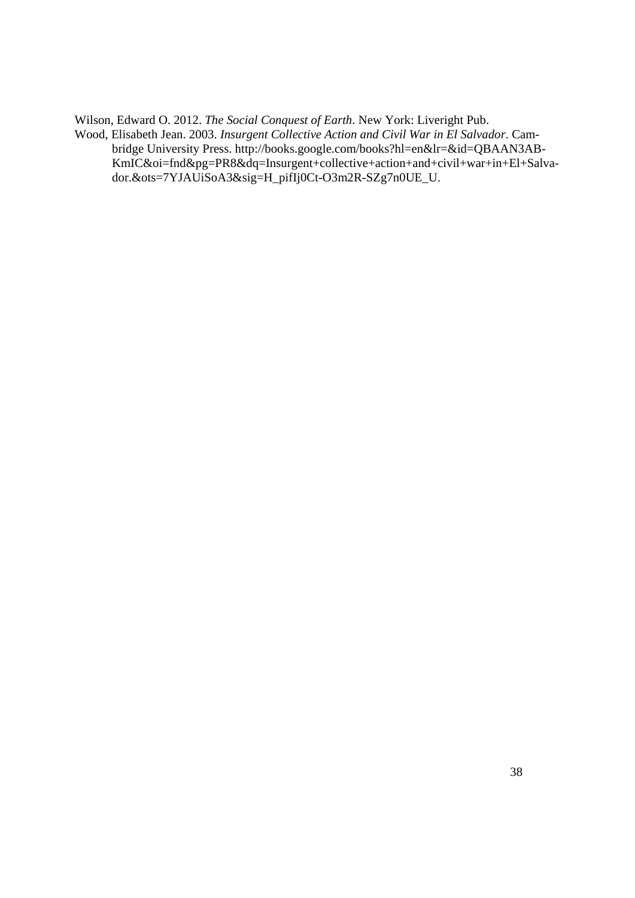Wilson, Edward O. 2012. *The Social Conquest of Earth*. New York: Liveright Pub.

Wood, Elisabeth Jean. 2003. *Insurgent Collective Action and Civil War in El Salvador*. Cambridge University Press. http://books.google.com/books?hl=en&lr=&id=QBAAN3AB-KmIC&oi=fnd&pg=PR8&dq=Insurgent+collective+action+and+civil+war+in+El+Salvador.&ots=7YJAUiSoA3&sig=H_pifIj0Ct-O3m2R-SZg7n0UE_U.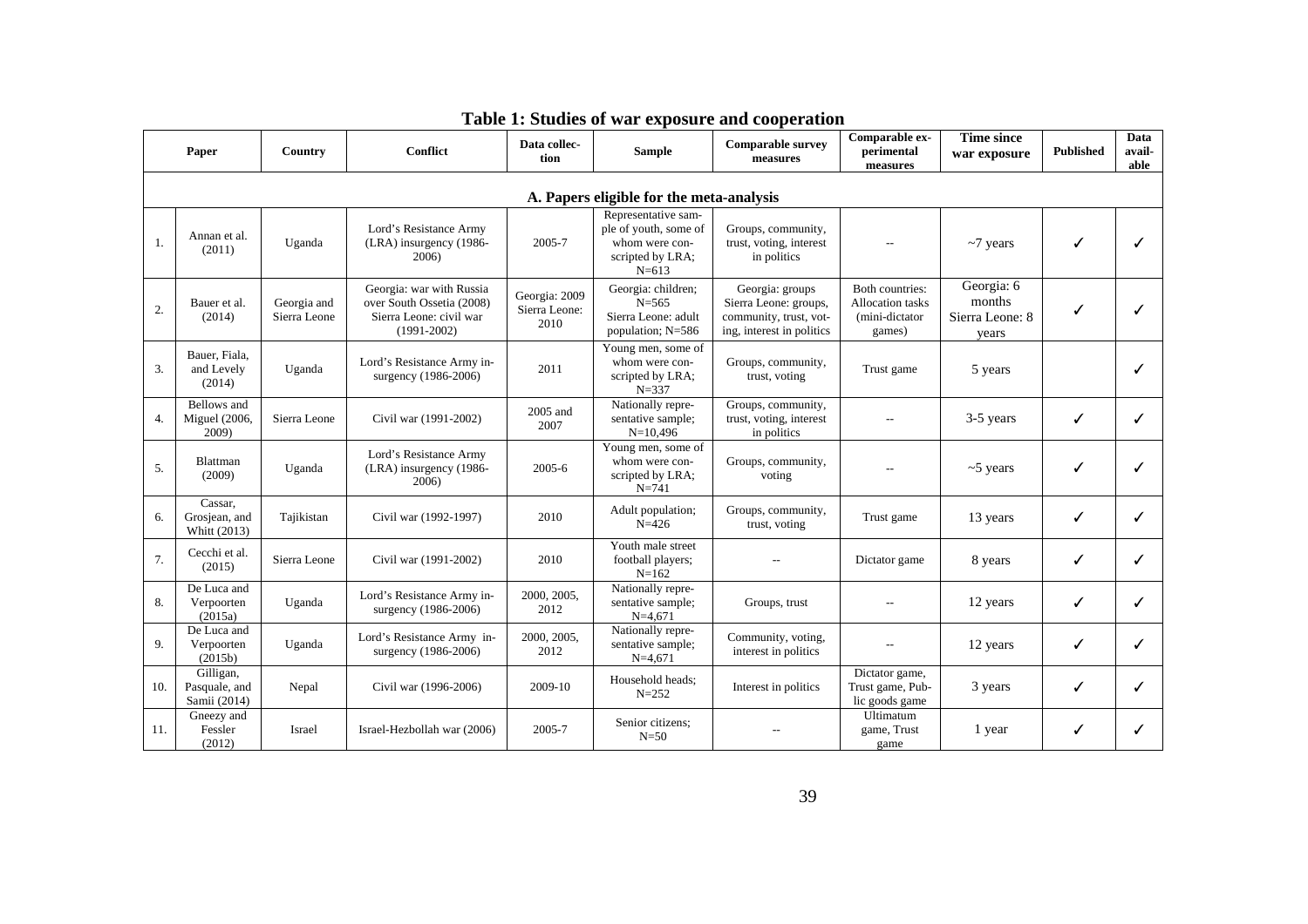# Table 1: Studies of war exposure and cooperation

| | Paper | Country | Conflict | Data collection | Sample | Comparable survey measures | Comparable experimental measures | Time since war exposure | Published | Data available |
|---|---|---|---|---|---|---|---|---|---|---|
| **A. Papers eligible for the meta-analysis** | | | | | | | | | | |
| 1. | Annan et al. (2011) | Uganda | Lord's Resistance Army (LRA) insurgency (1986-2006) | 2005-7 | Representative sample of youth, some of whom were conscripted by LRA; N=613 | Groups, community, trust, voting, interest in politics | -- | ~7 years | ✓ | ✓ |
| 2. | Bauer et al. (2014) | Georgia and Sierra Leone | Georgia: war with Russia over South Ossetia (2008) Sierra Leone: civil war (1991-2002) | Georgia: 2009 Sierra Leone: 2010 | Georgia: children; N=565 Sierra Leone: adult population; N=586 | Georgia: groups Sierra Leone: groups, community, trust, voting, interest in politics | Both countries: Allocation tasks (mini-dictator games) | Georgia: 6 months Sierra Leone: 8 years | ✓ | ✓ |
| 3. | Bauer, Fiala, and Levely (2014) | Uganda | Lord's Resistance Army insurgency (1986-2006) | 2011 | Young men, some of whom were conscripted by LRA; N=337 | Groups, community, trust, voting | Trust game | 5 years | | ✓ |
| 4. | Bellows and Miguel (2006, 2009) | Sierra Leone | Civil war (1991-2002) | 2005 and 2007 | Nationally representative sample; N=10,496 | Groups, community, trust, voting, interest in politics | -- | 3-5 years | ✓ | ✓ |
| 5. | Blattman (2009) | Uganda | Lord's Resistance Army (LRA) insurgency (1986-2006) | 2005-6 | Young men, some of whom were conscripted by LRA; N=741 | Groups, community, voting | -- | ~5 years | ✓ | ✓ |
| 6. | Cassar, Grosjean, and Whitt (2013) | Tajikistan | Civil war (1992-1997) | 2010 | Adult population; N=426 | Groups, community, trust, voting | Trust game | 13 years | ✓ | ✓ |
| 7. | Cecchi et al. (2015) | Sierra Leone | Civil war (1991-2002) | 2010 | Youth male street football players; N=162 | -- | Dictator game | 8 years | ✓ | ✓ |
| 8. | De Luca and Verpoorten (2015a) | Uganda | Lord's Resistance Army insurgency (1986-2006) | 2000, 2005, 2012 | Nationally representative sample; N=4,671 | Groups, trust | -- | 12 years | ✓ | ✓ |
| 9. | De Luca and Verpoorten (2015b) | Uganda | Lord's Resistance Army insurgency (1986-2006) | 2000, 2005, 2012 | Nationally representative sample; N=4,671 | Community, voting, interest in politics | -- | 12 years | ✓ | ✓ |
| 10. | Gilligan, Pasquale, and Samii (2014) | Nepal | Civil war (1996-2006) | 2009-10 | Household heads; N=252 | Interest in politics | Dictator game, Trust game, Public goods game | 3 years | ✓ | ✓ |
| 11. | Gneezy and Fessler (2012) | Israel | Israel-Hezbollah war (2006) | 2005-7 | Senior citizens; N=50 | -- | Ultimatum game, Trust game | 1 year | ✓ | ✓ |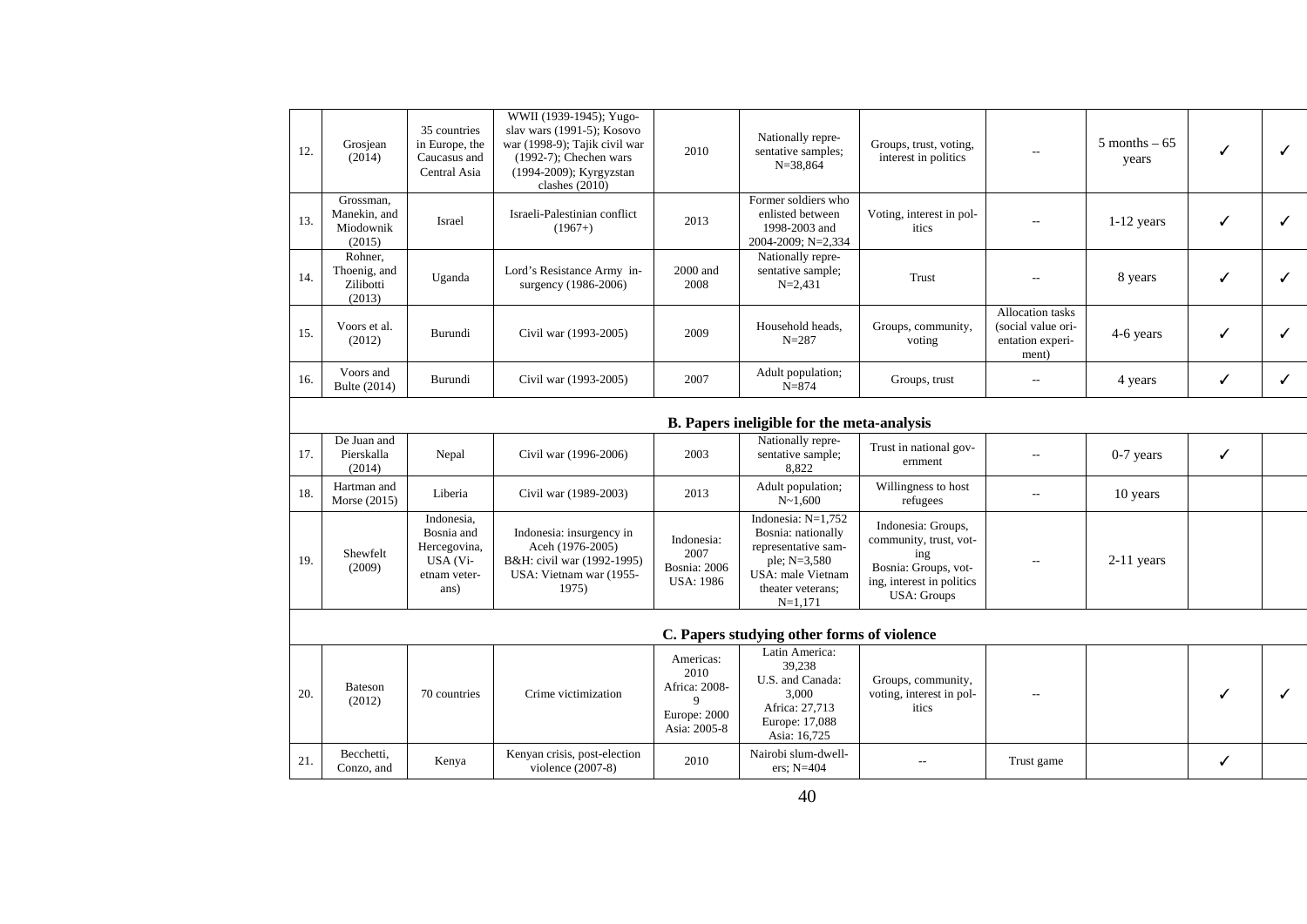| | | | | | | | | | | |
|---|---|---|---|---|---|---|---|---|---|---|
| 12. | Grosjean (2014) | 35 countries in Europe, the Caucasus and Central Asia | WWII (1939-1945); Yugoslav wars (1991-5); Kosovo war (1998-9); Tajik civil war (1992-7); Chechen wars (1994-2009); Kyrgyzstan clashes (2010) | 2010 | Nationally representative samples; N=38,864 | Groups, trust, voting, interest in politics | -- | 5 months – 65 years | ✓ | ✓ |
| 13. | Grossman, Manekin, and Miodownik (2015) | Israel | Israeli-Palestinian conflict (1967+) | 2013 | Former soldiers who enlisted between 1998-2003 and 2004-2009; N=2,334 | Voting, interest in politics | -- | 1-12 years | ✓ | ✓ |
| 14. | Rohner, Thoenig, and Zilibotti (2013) | Uganda | Lord's Resistance Army insurgency (1986-2006) | 2000 and 2008 | Nationally representative sample; N=2,431 | Trust | -- | 8 years | ✓ | ✓ |
| 15. | Voors et al. (2012) | Burundi | Civil war (1993-2005) | 2009 | Household heads, N=287 | Groups, community, voting | Allocation tasks (social value orientation experiment) | 4-6 years | ✓ | ✓ |
| 16. | Voors and Bulte (2014) | Burundi | Civil war (1993-2005) | 2007 | Adult population; N=874 | Groups, trust | -- | 4 years | ✓ | ✓ |
| | | | | | **B. Papers ineligible for the meta-analysis** | | | | | |
| 17. | De Juan and Pierskalla (2014) | Nepal | Civil war (1996-2006) | 2003 | Nationally representative sample; 8,822 | Trust in national government | -- | 0-7 years | ✓ | |
| 18. | Hartman and Morse (2015) | Liberia | Civil war (1989-2003) | 2013 | Adult population; N~1,600 | Willingness to host refugees | -- | 10 years | | |
| 19. | Shewfelt (2009) | Indonesia, Bosnia and Hercegovina, USA (Vietnam veterans) | Indonesia: insurgency in Aceh (1976-2005) B&H: civil war (1992-1995) USA: Vietnam war (1955-1975) | Indonesia: 2007 Bosnia: 2006 USA: 1986 | Indonesia: N=1,752 Bosnia: nationally representative sample; N=3,580 USA: male Vietnam theater veterans; N=1,171 | Indonesia: Groups, community, trust, voting Bosnia: Groups, voting, interest in politics USA: Groups | -- | 2-11 years | | |
| | | | | | **C. Papers studying other forms of violence** | | | | | |
| 20. | Bateson (2012) | 70 countries | Crime victimization | Americas: 2010 Africa: 2008-9 Europe: 2000 Asia: 2005-8 | Latin America: 39,238 U.S. and Canada: 3,000 Africa: 27,713 Europe: 17,088 Asia: 16,725 | Groups, community, voting, interest in politics | -- | | ✓ | ✓ |
| 21. | Becchetti, Conzo, and | Kenya | Kenyan crisis, post-election violence (2007-8) | 2010 | Nairobi slum-dwellers; N=404 | -- | Trust game | | ✓ | |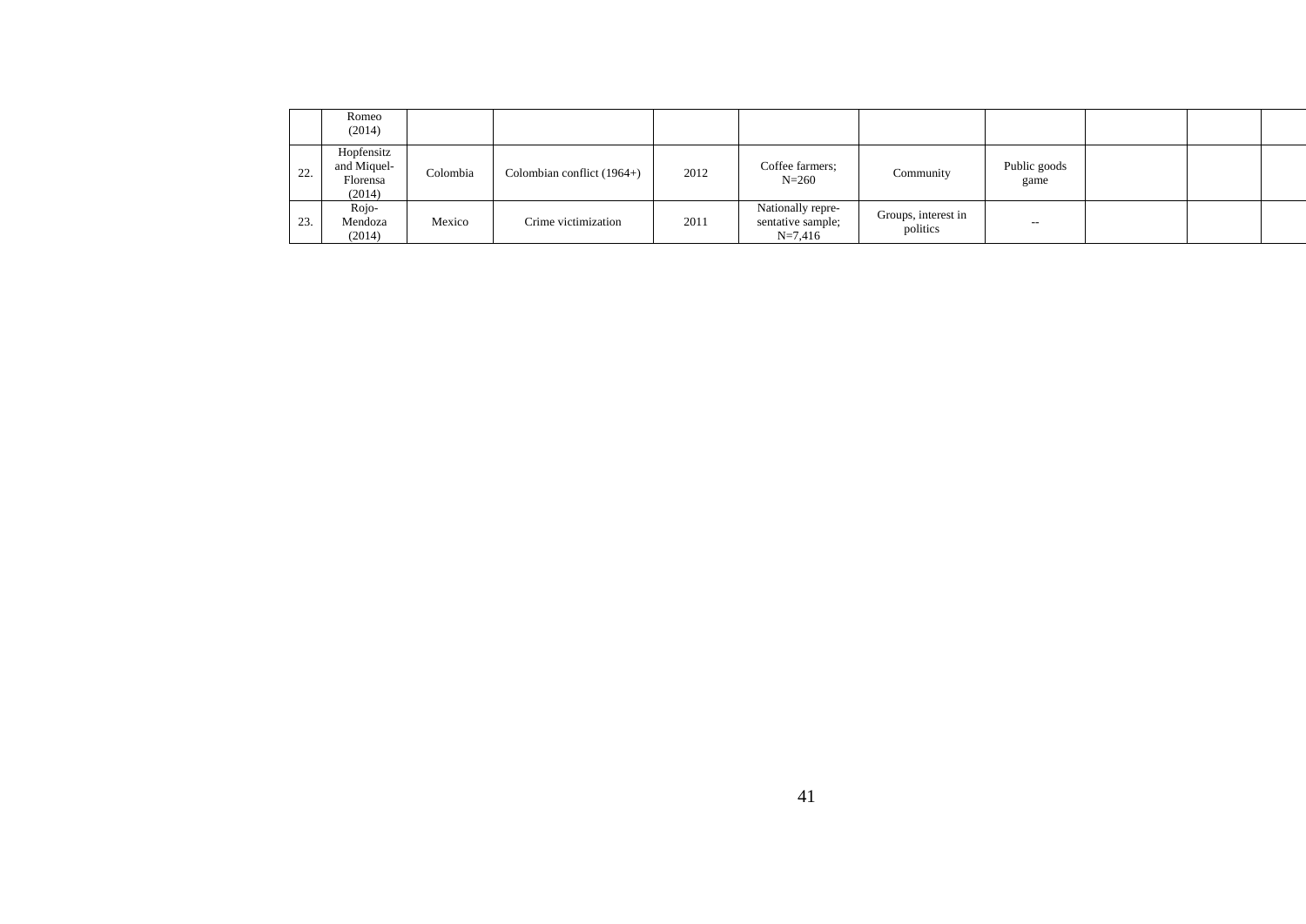| | | | | | | | | | | |
|---|---|---|---|---|---|---|---|---|---|---|
| | Romeo (2014) | | | | | | | | | |
| 22. | Hopfensitz and Miquel-Florensa (2014) | Colombia | Colombian conflict (1964+) | 2012 | Coffee farmers; N=260 | Community | Public goods game | | | |
| 23. | Rojo-Mendoza (2014) | Mexico | Crime victimization | 2011 | Nationally representative sample; N=7,416 | Groups, interest in politics | -- | | | |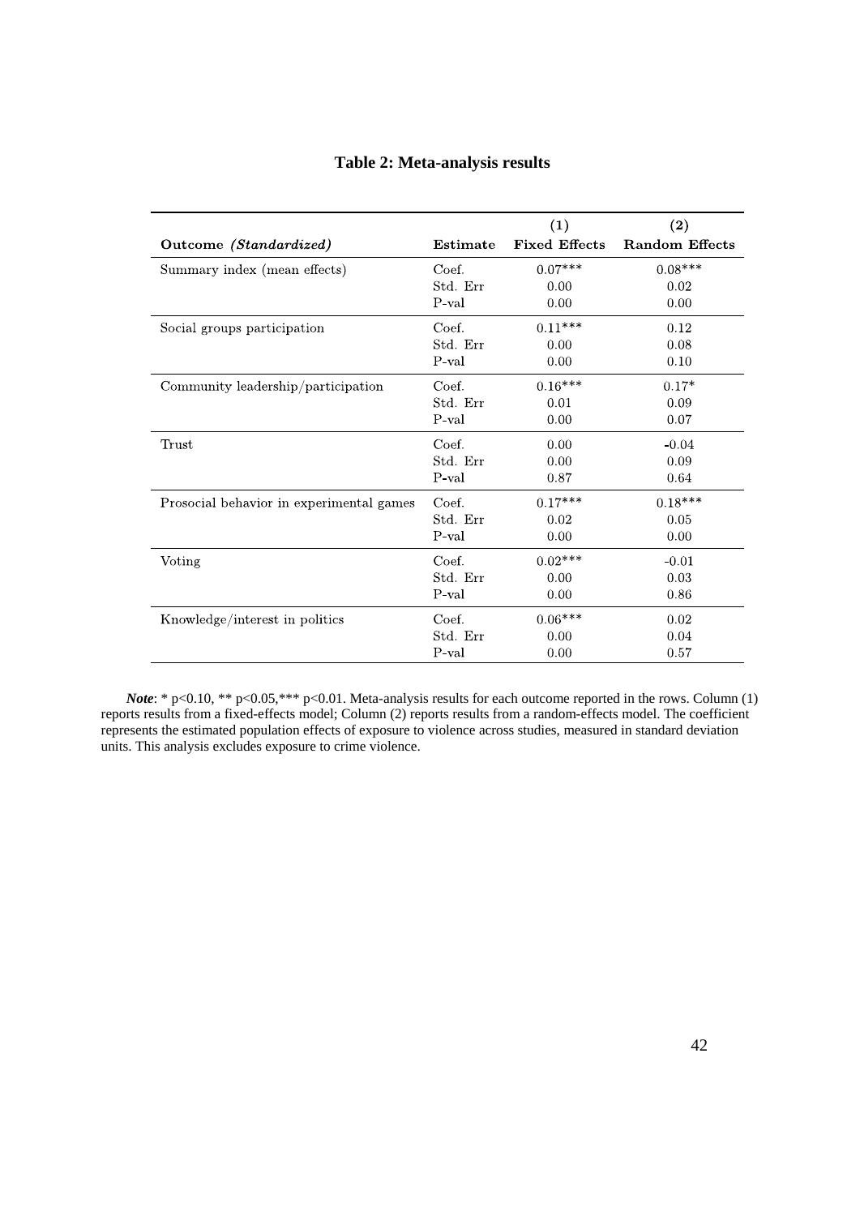**Table 2: Meta-analysis results**

| Outcome *(Standardized)* | Estimate | (1) Fixed Effects | (2) Random Effects |
|---|---|---|---|
| Summary index (mean effects) | Coef. | 0.07*** | 0.08*** |
| | Std. Err | 0.00 | 0.02 |
| | P-val | 0.00 | 0.00 |
| Social groups participation | Coef. | 0.11*** | 0.12 |
| | Std. Err | 0.00 | 0.08 |
| | P-val | 0.00 | 0.10 |
| Community leadership/participation | Coef. | 0.16*** | 0.17* |
| | Std. Err | 0.01 | 0.09 |
| | P-val | 0.00 | 0.07 |
| Trust | Coef. | 0.00 | -0.04 |
| | Std. Err | 0.00 | 0.09 |
| | P-val | 0.87 | 0.64 |
| Prosocial behavior in experimental games | Coef. | 0.17*** | 0.18*** |
| | Std. Err | 0.02 | 0.05 |
| | P-val | 0.00 | 0.00 |
| Voting | Coef. | 0.02*** | -0.01 |
| | Std. Err | 0.00 | 0.03 |
| | P-val | 0.00 | 0.86 |
| Knowledge/interest in politics | Coef. | 0.06*** | 0.02 |
| | Std. Err | 0.00 | 0.04 |
| | P-val | 0.00 | 0.57 |

***Note***: * p<0.10, ** p<0.05,*** p<0.01. Meta-analysis results for each outcome reported in the rows. Column (1) reports results from a fixed-effects model; Column (2) reports results from a random-effects model. The coefficient represents the estimated population effects of exposure to violence across studies, measured in standard deviation units. This analysis excludes exposure to crime violence.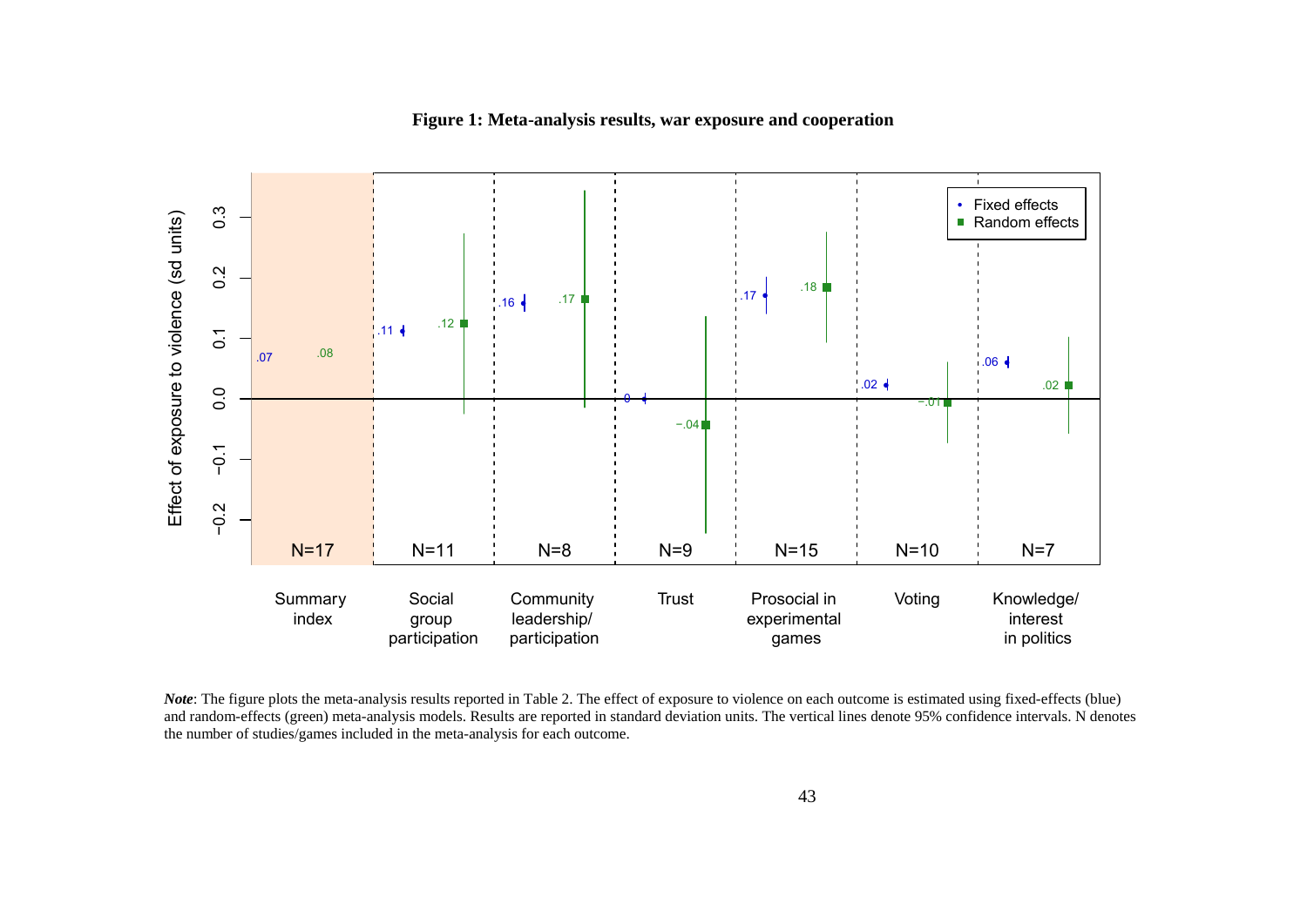**Figure 1: Meta-analysis results, war exposure and cooperation**

***Note***: The figure plots the meta-analysis results reported in Table 2. The effect of exposure to violence on each outcome is estimated using fixed-effects (blue) and random-effects (green) meta-analysis models. Results are reported in standard deviation units. The vertical lines denote 95% confidence intervals. N denotes the number of studies/games included in the meta-analysis for each outcome.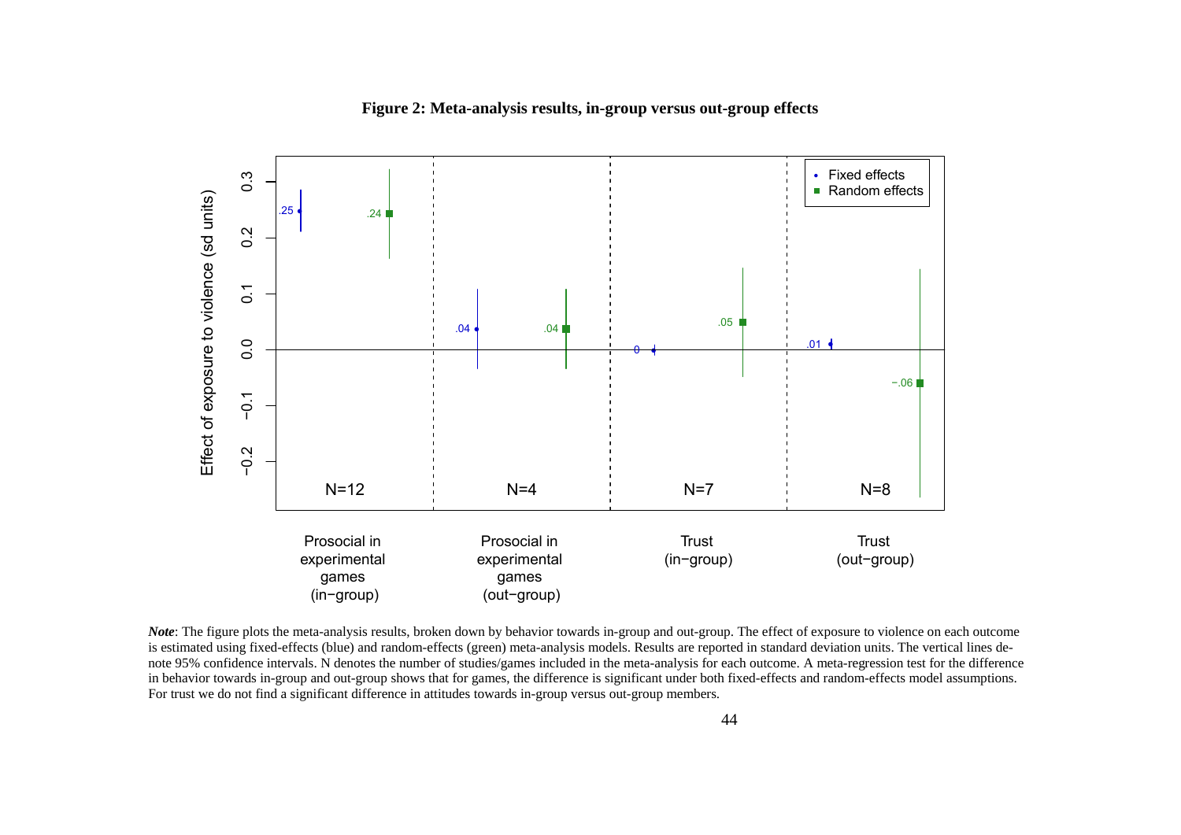**Figure 2: Meta-analysis results, in-group versus out-group effects**

***Note***: The figure plots the meta-analysis results, broken down by behavior towards in-group and out-group. The effect of exposure to violence on each outcome is estimated using fixed-effects (blue) and random-effects (green) meta-analysis models. Results are reported in standard deviation units. The vertical lines denote 95% confidence intervals. N denotes the number of studies/games included in the meta-analysis for each outcome. A meta-regression test for the difference in behavior towards in-group and out-group shows that for games, the difference is significant under both fixed-effects and random-effects model assumptions. For trust we do not find a significant difference in attitudes towards in-group versus out-group members.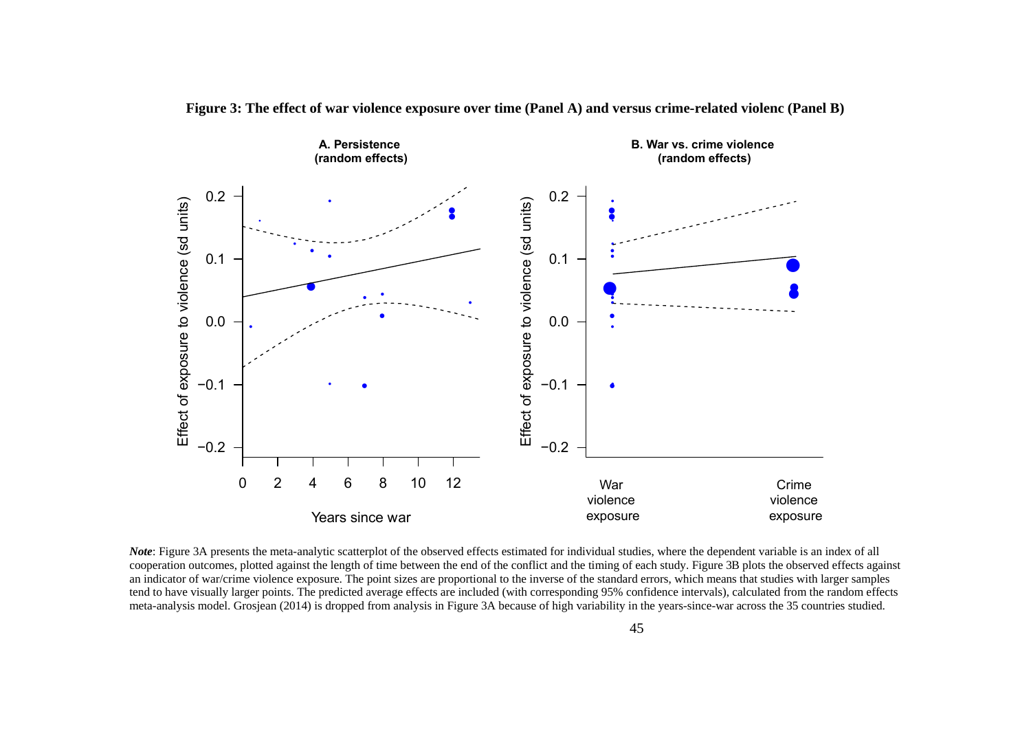**Figure 3: The effect of war violence exposure over time (Panel A) and versus crime-related violenc (Panel B)**

**A. Persistence (random effects)**

Effect of exposure to violence (sd units)

0.2
0.1
0.0
−0.1
−0.2

0 2 4 6 8 10 12

Years since war

**B. War vs. crime violence (random effects)**

Effect of exposure to violence (sd units)

0.2
0.1
0.0
−0.1
−0.2

War violence exposure

Crime violence exposure

*Note*: Figure 3A presents the meta-analytic scatterplot of the observed effects estimated for individual studies, where the dependent variable is an index of all cooperation outcomes, plotted against the length of time between the end of the conflict and the timing of each study. Figure 3B plots the observed effects against an indicator of war/crime violence exposure. The point sizes are proportional to the inverse of the standard errors, which means that studies with larger samples tend to have visually larger points. The predicted average effects are included (with corresponding 95% confidence intervals), calculated from the random effects meta-analysis model. Grosjean (2014) is dropped from analysis in Figure 3A because of high variability in the years-since-war across the 35 countries studied.